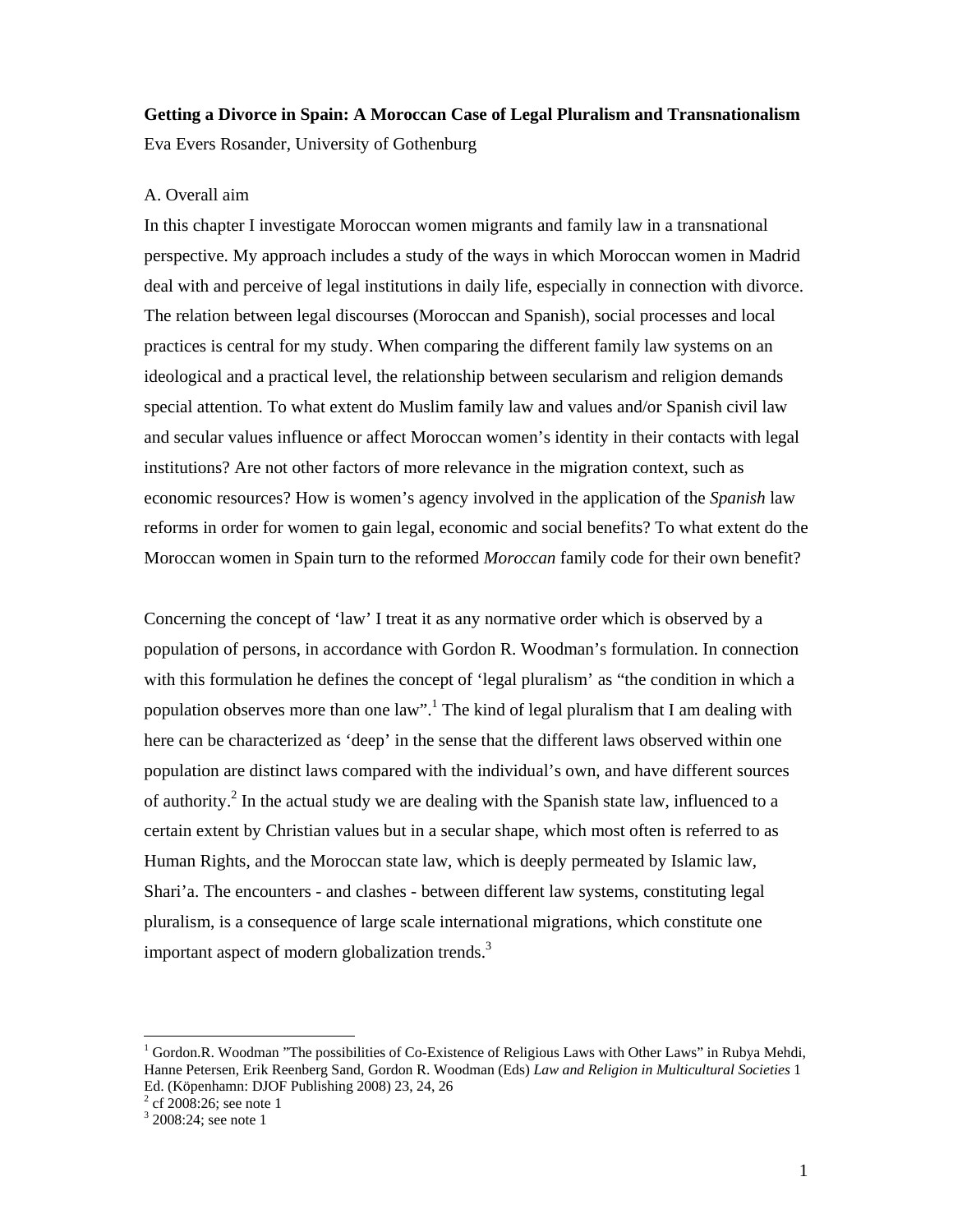**Getting a Divorce in Spain: A Moroccan Case of Legal Pluralism and Transnationalism**

Eva Evers Rosander, University of Gothenburg

A. Overall aim

In this chapter I investigate Moroccan women migrants and family law in a transnational perspective. My approach includes a study of the ways in which Moroccan women in Madrid deal with and perceive of legal institutions in daily life, especially in connection with divorce. The relation between legal discourses (Moroccan and Spanish), social processes and local practices is central for my study. When comparing the different family law systems on an ideological and a practical level, the relationship between secularism and religion demands special attention. To what extent do Muslim family law and values and/or Spanish civil law and secular values influence or affect Moroccan women's identity in their contacts with legal institutions? Are not other factors of more relevance in the migration context, such as economic resources? How is women's agency involved in the application of the *Spanish* law reforms in order for women to gain legal, economic and social benefits? To what extent do the Moroccan women in Spain turn to the reformed *Moroccan* family code for their own benefit?

Concerning the concept of 'law' I treat it as any normative order which is observed by a population of persons, in accordance with Gordon R. Woodman's formulation. In connection with this formulation he defines the concept of 'legal pluralism' as "the condition in which a population observes more than one law".[1] The kind of legal pluralism that I am dealing with here can be characterized as 'deep' in the sense that the different laws observed within one population are distinct laws compared with the individual's own, and have different sources of authority.[2] In the actual study we are dealing with the Spanish state law, influenced to a certain extent by Christian values but in a secular shape, which most often is referred to as Human Rights, and the Moroccan state law, which is deeply permeated by Islamic law, Shari'a. The encounters - and clashes - between different law systems, constituting legal pluralism, is a consequence of large scale international migrations, which constitute one important aspect of modern globalization trends.[3]

---

[1] Gordon.R. Woodman "The possibilities of Co-Existence of Religious Laws with Other Laws" in Rubya Mehdi, Hanne Petersen, Erik Reenberg Sand, Gordon R. Woodman (Eds) *Law and Religion in Multicultural Societies* 1 Ed. (Köpenhamn: DJOF Publishing 2008) 23, 24, 26

[2] cf 2008:26; see note 1

[3] 2008:24; see note 1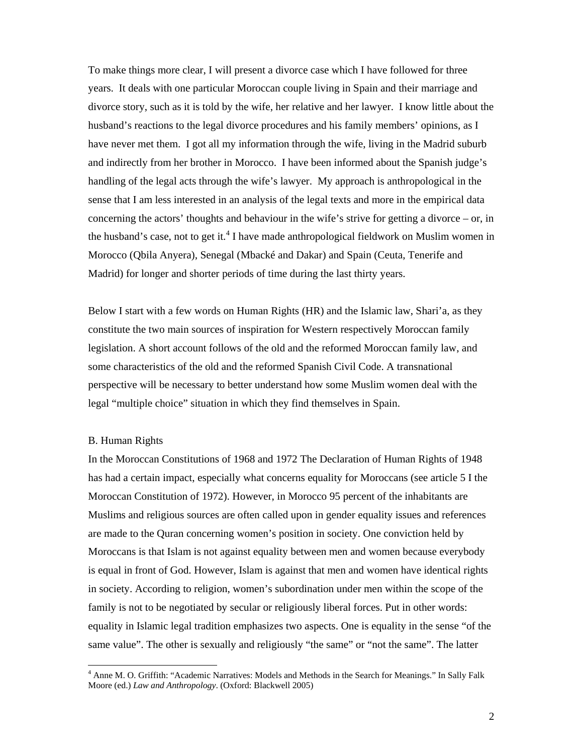To make things more clear, I will present a divorce case which I have followed for three years. It deals with one particular Moroccan couple living in Spain and their marriage and divorce story, such as it is told by the wife, her relative and her lawyer. I know little about the husband's reactions to the legal divorce procedures and his family members' opinions, as I have never met them. I got all my information through the wife, living in the Madrid suburb and indirectly from her brother in Morocco. I have been informed about the Spanish judge's handling of the legal acts through the wife's lawyer. My approach is anthropological in the sense that I am less interested in an analysis of the legal texts and more in the empirical data concerning the actors' thoughts and behaviour in the wife's strive for getting a divorce – or, in the husband's case, not to get it.[4] I have made anthropological fieldwork on Muslim women in Morocco (Qbila Anyera), Senegal (Mbacké and Dakar) and Spain (Ceuta, Tenerife and Madrid) for longer and shorter periods of time during the last thirty years.

Below I start with a few words on Human Rights (HR) and the Islamic law, Shari'a, as they constitute the two main sources of inspiration for Western respectively Moroccan family legislation. A short account follows of the old and the reformed Moroccan family law, and some characteristics of the old and the reformed Spanish Civil Code. A transnational perspective will be necessary to better understand how some Muslim women deal with the legal "multiple choice" situation in which they find themselves in Spain.

## B. Human Rights

In the Moroccan Constitutions of 1968 and 1972 The Declaration of Human Rights of 1948 has had a certain impact, especially what concerns equality for Moroccans (see article 5 I the Moroccan Constitution of 1972). However, in Morocco 95 percent of the inhabitants are Muslims and religious sources are often called upon in gender equality issues and references are made to the Quran concerning women's position in society. One conviction held by Moroccans is that Islam is not against equality between men and women because everybody is equal in front of God. However, Islam is against that men and women have identical rights in society. According to religion, women's subordination under men within the scope of the family is not to be negotiated by secular or religiously liberal forces. Put in other words: equality in Islamic legal tradition emphasizes two aspects. One is equality in the sense "of the same value". The other is sexually and religiously "the same" or "not the same". The latter

[4] Anne M. O. Griffith: "Academic Narratives: Models and Methods in the Search for Meanings." In Sally Falk Moore (ed.) *Law and Anthropology*. (Oxford: Blackwell 2005)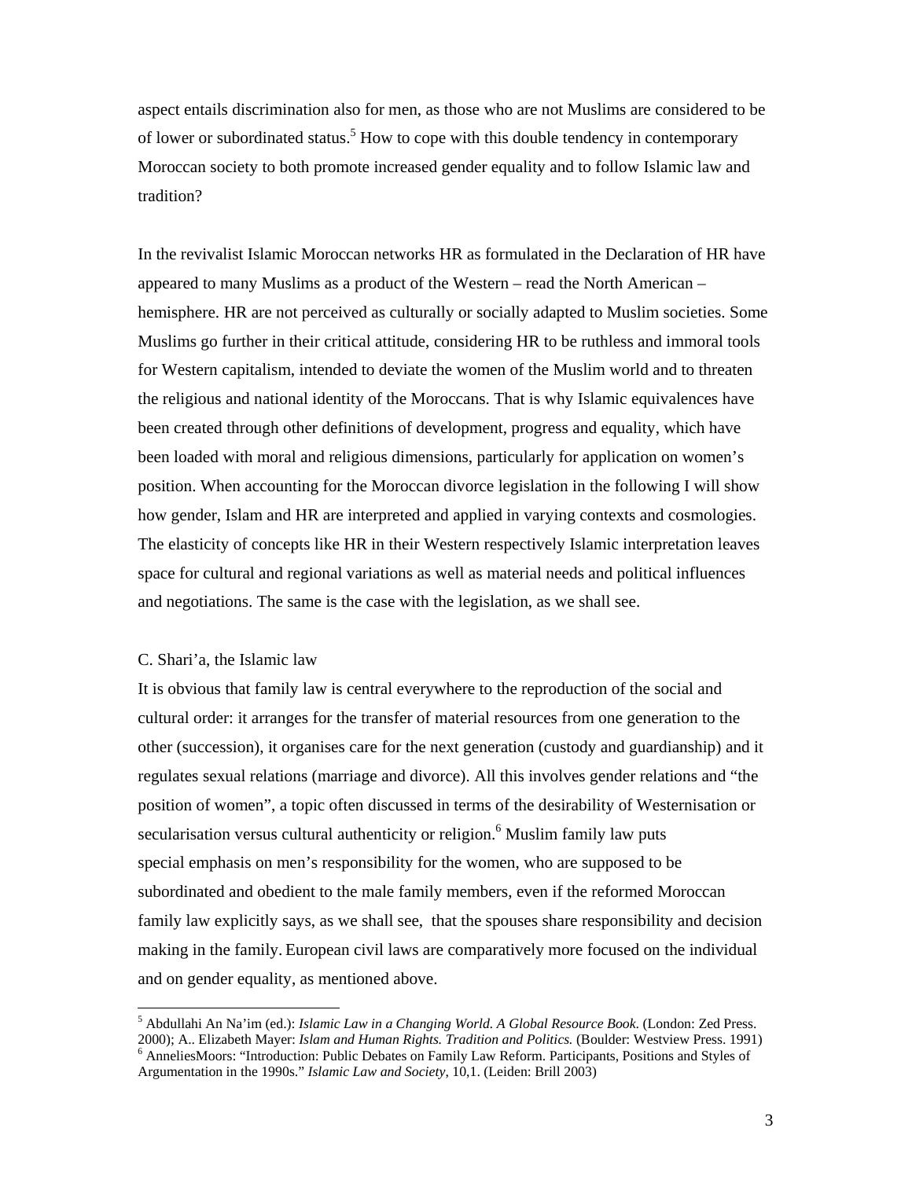aspect entails discrimination also for men, as those who are not Muslims are considered to be of lower or subordinated status.[5] How to cope with this double tendency in contemporary Moroccan society to both promote increased gender equality and to follow Islamic law and tradition?

In the revivalist Islamic Moroccan networks HR as formulated in the Declaration of HR have appeared to many Muslims as a product of the Western – read the North American – hemisphere. HR are not perceived as culturally or socially adapted to Muslim societies. Some Muslims go further in their critical attitude, considering HR to be ruthless and immoral tools for Western capitalism, intended to deviate the women of the Muslim world and to threaten the religious and national identity of the Moroccans. That is why Islamic equivalences have been created through other definitions of development, progress and equality, which have been loaded with moral and religious dimensions, particularly for application on women's position. When accounting for the Moroccan divorce legislation in the following I will show how gender, Islam and HR are interpreted and applied in varying contexts and cosmologies. The elasticity of concepts like HR in their Western respectively Islamic interpretation leaves space for cultural and regional variations as well as material needs and political influences and negotiations. The same is the case with the legislation, as we shall see.

## C. Shari'a, the Islamic law

It is obvious that family law is central everywhere to the reproduction of the social and cultural order: it arranges for the transfer of material resources from one generation to the other (succession), it organises care for the next generation (custody and guardianship) and it regulates sexual relations (marriage and divorce). All this involves gender relations and "the position of women", a topic often discussed in terms of the desirability of Westernisation or secularisation versus cultural authenticity or religion.[6] Muslim family law puts special emphasis on men's responsibility for the women, who are supposed to be subordinated and obedient to the male family members, even if the reformed Moroccan family law explicitly says, as we shall see, that the spouses share responsibility and decision making in the family. European civil laws are comparatively more focused on the individual and on gender equality, as mentioned above.

---

[5] Abdullahi An Na'im (ed.): *Islamic Law in a Changing World. A Global Resource Book.* (London: Zed Press. 2000); A.. Elizabeth Mayer: *Islam and Human Rights. Tradition and Politics.* (Boulder: Westview Press. 1991)

[6] AnneliesMoors: "Introduction: Public Debates on Family Law Reform. Participants, Positions and Styles of Argumentation in the 1990s." *Islamic Law and Society*, 10,1. (Leiden: Brill 2003)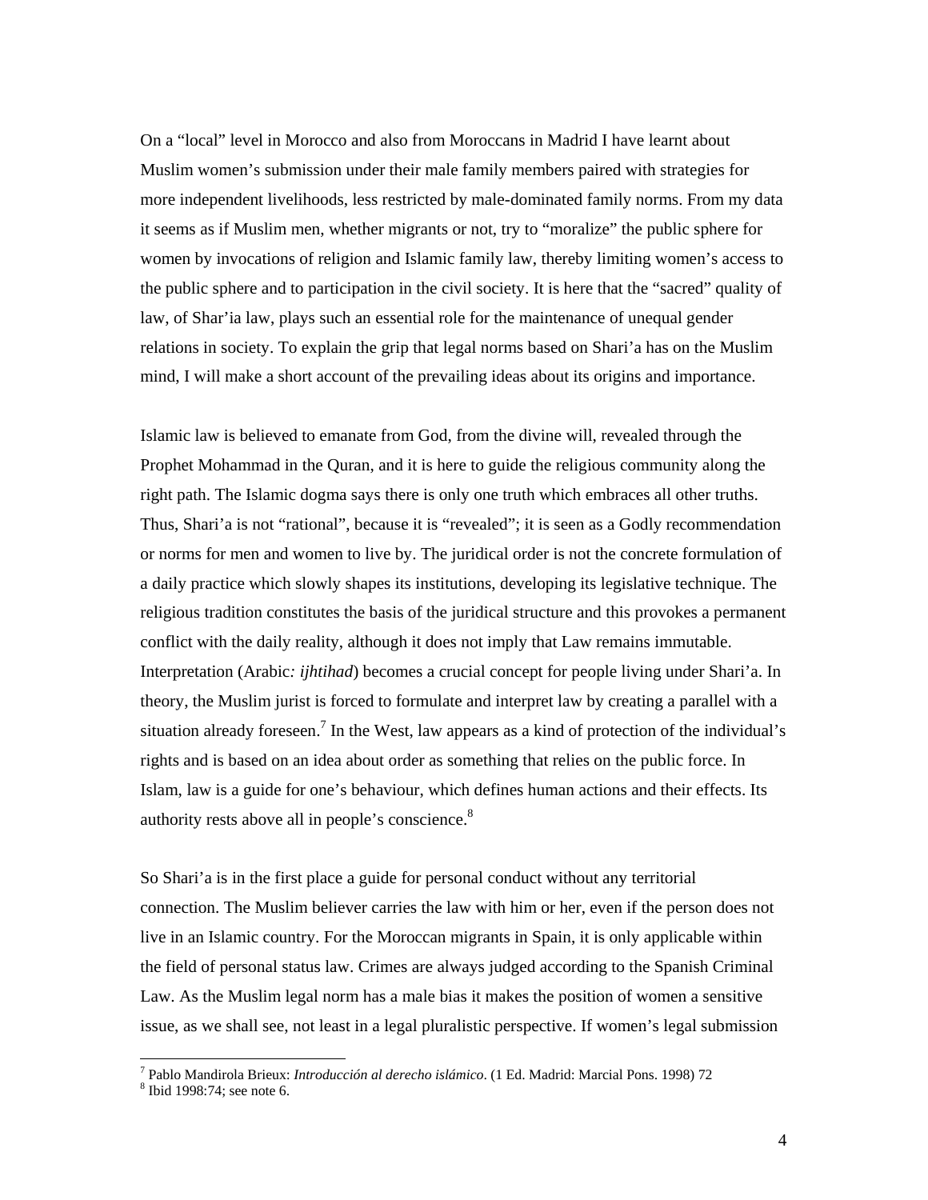On a "local" level in Morocco and also from Moroccans in Madrid I have learnt about Muslim women's submission under their male family members paired with strategies for more independent livelihoods, less restricted by male-dominated family norms. From my data it seems as if Muslim men, whether migrants or not, try to "moralize" the public sphere for women by invocations of religion and Islamic family law, thereby limiting women's access to the public sphere and to participation in the civil society. It is here that the "sacred" quality of law, of Shar'ia law, plays such an essential role for the maintenance of unequal gender relations in society. To explain the grip that legal norms based on Shari'a has on the Muslim mind, I will make a short account of the prevailing ideas about its origins and importance.

Islamic law is believed to emanate from God, from the divine will, revealed through the Prophet Mohammad in the Quran, and it is here to guide the religious community along the right path. The Islamic dogma says there is only one truth which embraces all other truths. Thus, Shari'a is not "rational", because it is "revealed"; it is seen as a Godly recommendation or norms for men and women to live by. The juridical order is not the concrete formulation of a daily practice which slowly shapes its institutions, developing its legislative technique. The religious tradition constitutes the basis of the juridical structure and this provokes a permanent conflict with the daily reality, although it does not imply that Law remains immutable. Interpretation (Arabic*: ijhtihad*) becomes a crucial concept for people living under Shari'a. In theory, the Muslim jurist is forced to formulate and interpret law by creating a parallel with a situation already foreseen.[7] In the West, law appears as a kind of protection of the individual's rights and is based on an idea about order as something that relies on the public force. In Islam, law is a guide for one's behaviour, which defines human actions and their effects. Its authority rests above all in people's conscience.[8]

So Shari'a is in the first place a guide for personal conduct without any territorial connection. The Muslim believer carries the law with him or her, even if the person does not live in an Islamic country. For the Moroccan migrants in Spain, it is only applicable within the field of personal status law. Crimes are always judged according to the Spanish Criminal Law. As the Muslim legal norm has a male bias it makes the position of women a sensitive issue, as we shall see, not least in a legal pluralistic perspective. If women's legal submission

---

[7] Pablo Mandirola Brieux: *Introducción al derecho islámico*. (1 Ed. Madrid: Marcial Pons. 1998) 72

[8] Ibid 1998:74; see note 6.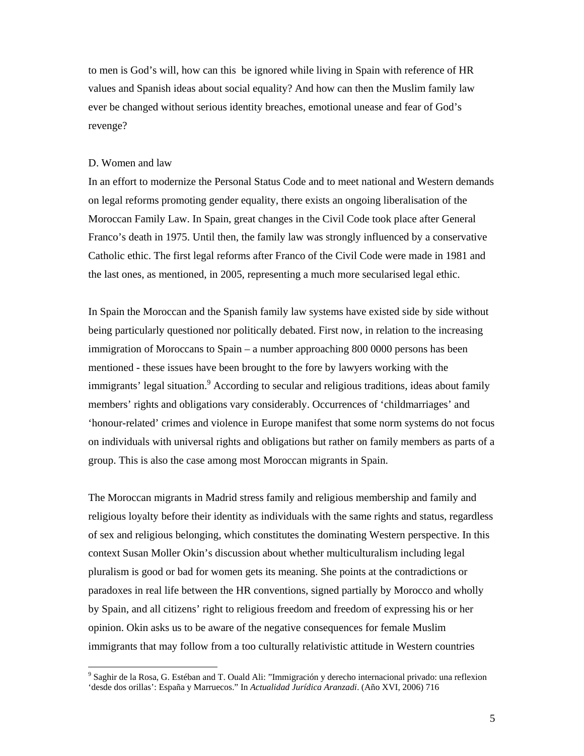to men is God's will, how can this be ignored while living in Spain with reference of HR values and Spanish ideas about social equality? And how can then the Muslim family law ever be changed without serious identity breaches, emotional unease and fear of God's revenge?

D. Women and law

In an effort to modernize the Personal Status Code and to meet national and Western demands on legal reforms promoting gender equality, there exists an ongoing liberalisation of the Moroccan Family Law. In Spain, great changes in the Civil Code took place after General Franco's death in 1975. Until then, the family law was strongly influenced by a conservative Catholic ethic. The first legal reforms after Franco of the Civil Code were made in 1981 and the last ones, as mentioned, in 2005, representing a much more secularised legal ethic.

In Spain the Moroccan and the Spanish family law systems have existed side by side without being particularly questioned nor politically debated. First now, in relation to the increasing immigration of Moroccans to Spain – a number approaching 800 0000 persons has been mentioned - these issues have been brought to the fore by lawyers working with the immigrants' legal situation.[9] According to secular and religious traditions, ideas about family members' rights and obligations vary considerably. Occurrences of 'childmarriages' and 'honour-related' crimes and violence in Europe manifest that some norm systems do not focus on individuals with universal rights and obligations but rather on family members as parts of a group. This is also the case among most Moroccan migrants in Spain.

The Moroccan migrants in Madrid stress family and religious membership and family and religious loyalty before their identity as individuals with the same rights and status, regardless of sex and religious belonging, which constitutes the dominating Western perspective. In this context Susan Moller Okin's discussion about whether multiculturalism including legal pluralism is good or bad for women gets its meaning. She points at the contradictions or paradoxes in real life between the HR conventions, signed partially by Morocco and wholly by Spain, and all citizens' right to religious freedom and freedom of expressing his or her opinion. Okin asks us to be aware of the negative consequences for female Muslim immigrants that may follow from a too culturally relativistic attitude in Western countries

[9] Saghir de la Rosa, G. Estéban and T. Ouald Ali: "Immigración y derecho internacional privado: una reflexion 'desde dos orillas': España y Marruecos." In *Actualidad Jurídica Aranzadi*. (Año XVI, 2006) 716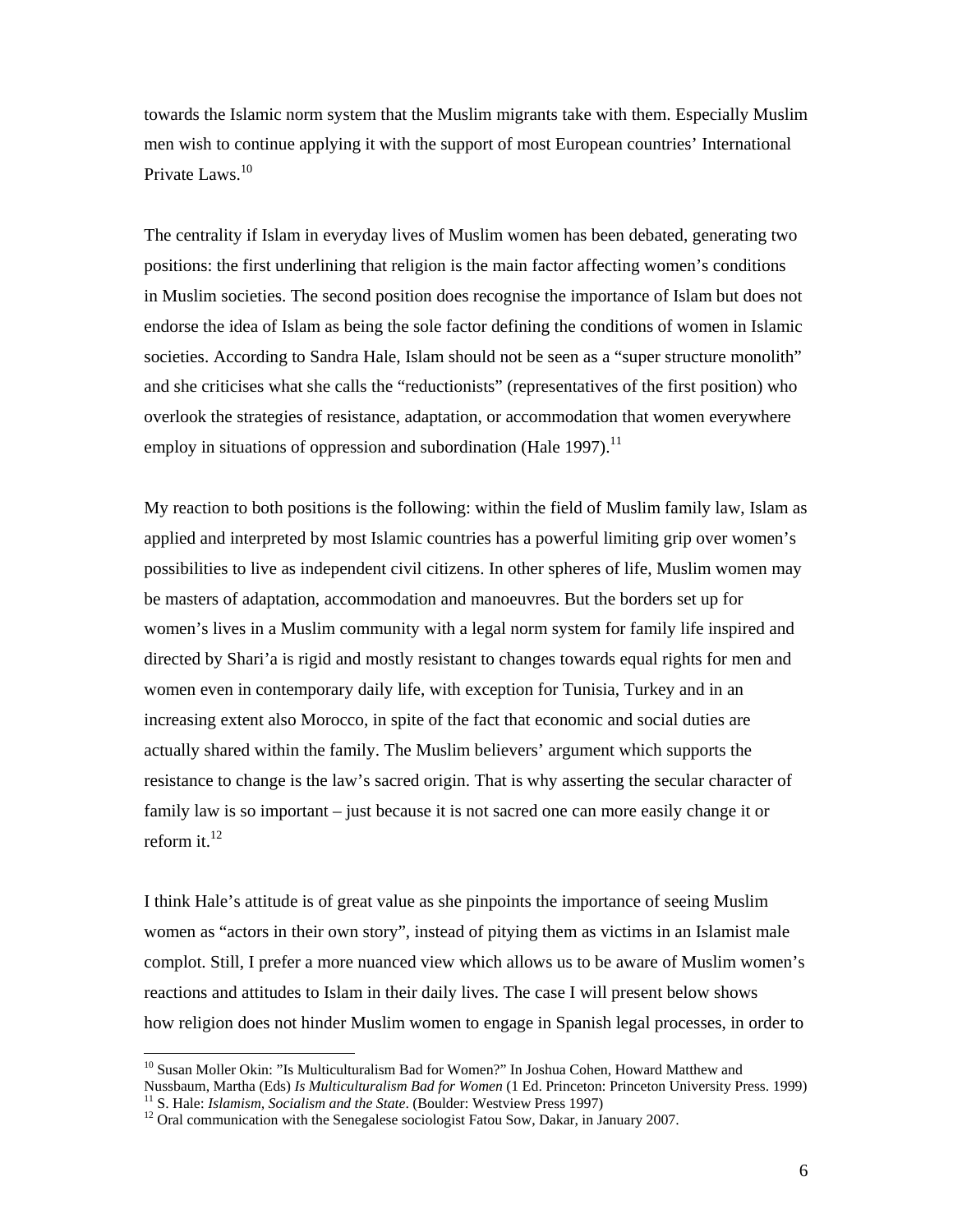towards the Islamic norm system that the Muslim migrants take with them. Especially Muslim men wish to continue applying it with the support of most European countries' International Private Laws.[10]

The centrality if Islam in everyday lives of Muslim women has been debated, generating two positions: the first underlining that religion is the main factor affecting women's conditions in Muslim societies. The second position does recognise the importance of Islam but does not endorse the idea of Islam as being the sole factor defining the conditions of women in Islamic societies. According to Sandra Hale, Islam should not be seen as a "super structure monolith" and she criticises what she calls the "reductionists" (representatives of the first position) who overlook the strategies of resistance, adaptation, or accommodation that women everywhere employ in situations of oppression and subordination (Hale 1997).[11]

My reaction to both positions is the following: within the field of Muslim family law, Islam as applied and interpreted by most Islamic countries has a powerful limiting grip over women's possibilities to live as independent civil citizens. In other spheres of life, Muslim women may be masters of adaptation, accommodation and manoeuvres. But the borders set up for women's lives in a Muslim community with a legal norm system for family life inspired and directed by Shari'a is rigid and mostly resistant to changes towards equal rights for men and women even in contemporary daily life, with exception for Tunisia, Turkey and in an increasing extent also Morocco, in spite of the fact that economic and social duties are actually shared within the family. The Muslim believers' argument which supports the resistance to change is the law's sacred origin. That is why asserting the secular character of family law is so important – just because it is not sacred one can more easily change it or reform it.[12]

I think Hale's attitude is of great value as she pinpoints the importance of seeing Muslim women as "actors in their own story", instead of pitying them as victims in an Islamist male complot. Still, I prefer a more nuanced view which allows us to be aware of Muslim women's reactions and attitudes to Islam in their daily lives. The case I will present below shows how religion does not hinder Muslim women to engage in Spanish legal processes, in order to

---

[10] Susan Moller Okin: "Is Multiculturalism Bad for Women?" In Joshua Cohen, Howard Matthew and Nussbaum, Martha (Eds) *Is Multiculturalism Bad for Women* (1 Ed. Princeton: Princeton University Press. 1999)

[11] S. Hale: *Islamism, Socialism and the State*. (Boulder: Westview Press 1997)

[12] Oral communication with the Senegalese sociologist Fatou Sow, Dakar, in January 2007.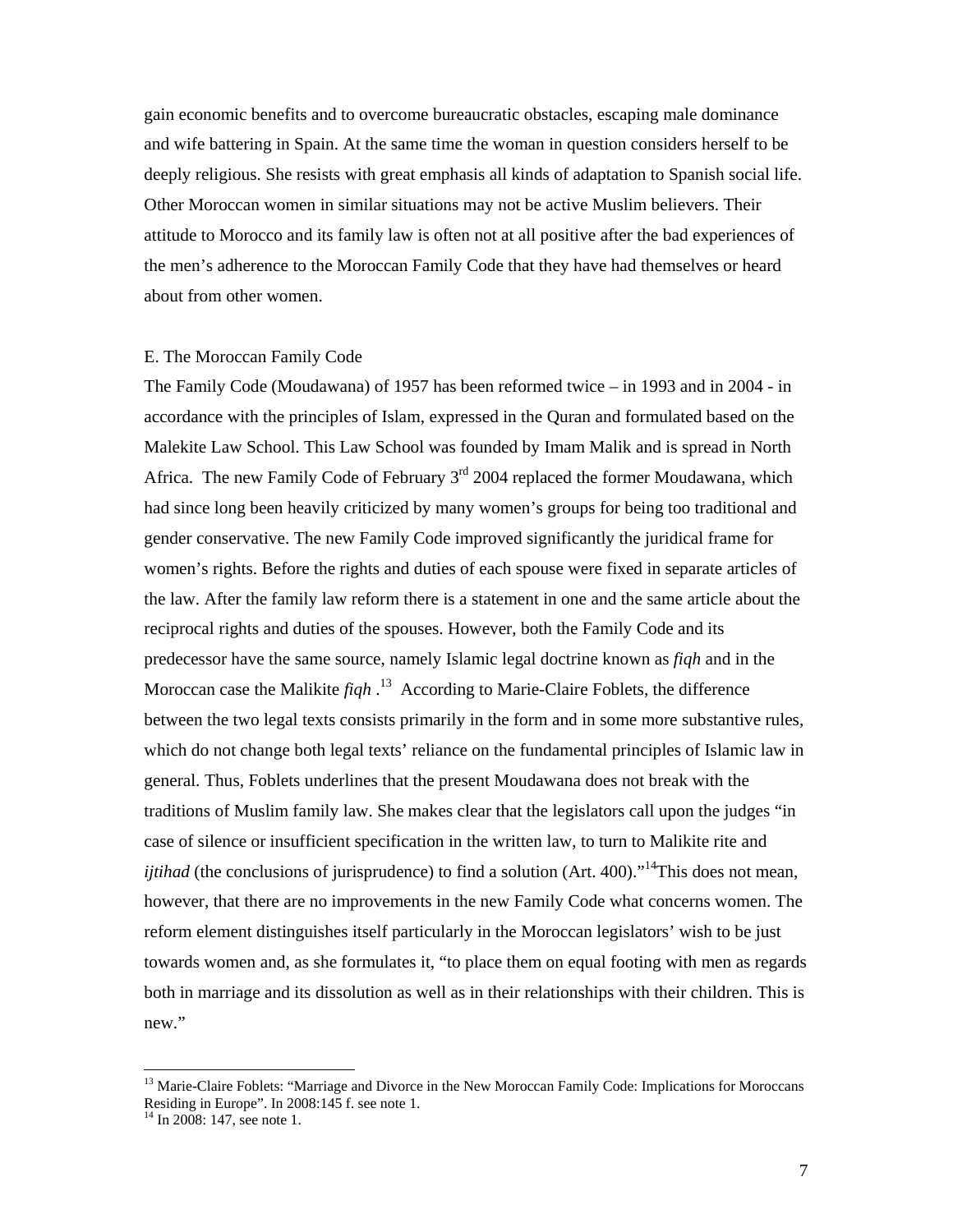gain economic benefits and to overcome bureaucratic obstacles, escaping male dominance and wife battering in Spain. At the same time the woman in question considers herself to be deeply religious. She resists with great emphasis all kinds of adaptation to Spanish social life. Other Moroccan women in similar situations may not be active Muslim believers. Their attitude to Morocco and its family law is often not at all positive after the bad experiences of the men's adherence to the Moroccan Family Code that they have had themselves or heard about from other women.

## E. The Moroccan Family Code

The Family Code (Moudawana) of 1957 has been reformed twice – in 1993 and in 2004 - in accordance with the principles of Islam, expressed in the Quran and formulated based on the Malekite Law School. This Law School was founded by Imam Malik and is spread in North Africa. The new Family Code of February 3rd 2004 replaced the former Moudawana, which had since long been heavily criticized by many women's groups for being too traditional and gender conservative. The new Family Code improved significantly the juridical frame for women's rights. Before the rights and duties of each spouse were fixed in separate articles of the law. After the family law reform there is a statement in one and the same article about the reciprocal rights and duties of the spouses. However, both the Family Code and its predecessor have the same source, namely Islamic legal doctrine known as *fiqh* and in the Moroccan case the Malikite *fiqh* .[13] According to Marie-Claire Foblets, the difference between the two legal texts consists primarily in the form and in some more substantive rules, which do not change both legal texts' reliance on the fundamental principles of Islamic law in general. Thus, Foblets underlines that the present Moudawana does not break with the traditions of Muslim family law. She makes clear that the legislators call upon the judges "in case of silence or insufficient specification in the written law, to turn to Malikite rite and *ijtihad* (the conclusions of jurisprudence) to find a solution (Art. 400)."[14]This does not mean, however, that there are no improvements in the new Family Code what concerns women. The reform element distinguishes itself particularly in the Moroccan legislators' wish to be just towards women and, as she formulates it, "to place them on equal footing with men as regards both in marriage and its dissolution as well as in their relationships with their children. This is new."

---

[13] Marie-Claire Foblets: "Marriage and Divorce in the New Moroccan Family Code: Implications for Moroccans Residing in Europe". In 2008:145 f. see note 1.

[14] In 2008: 147, see note 1.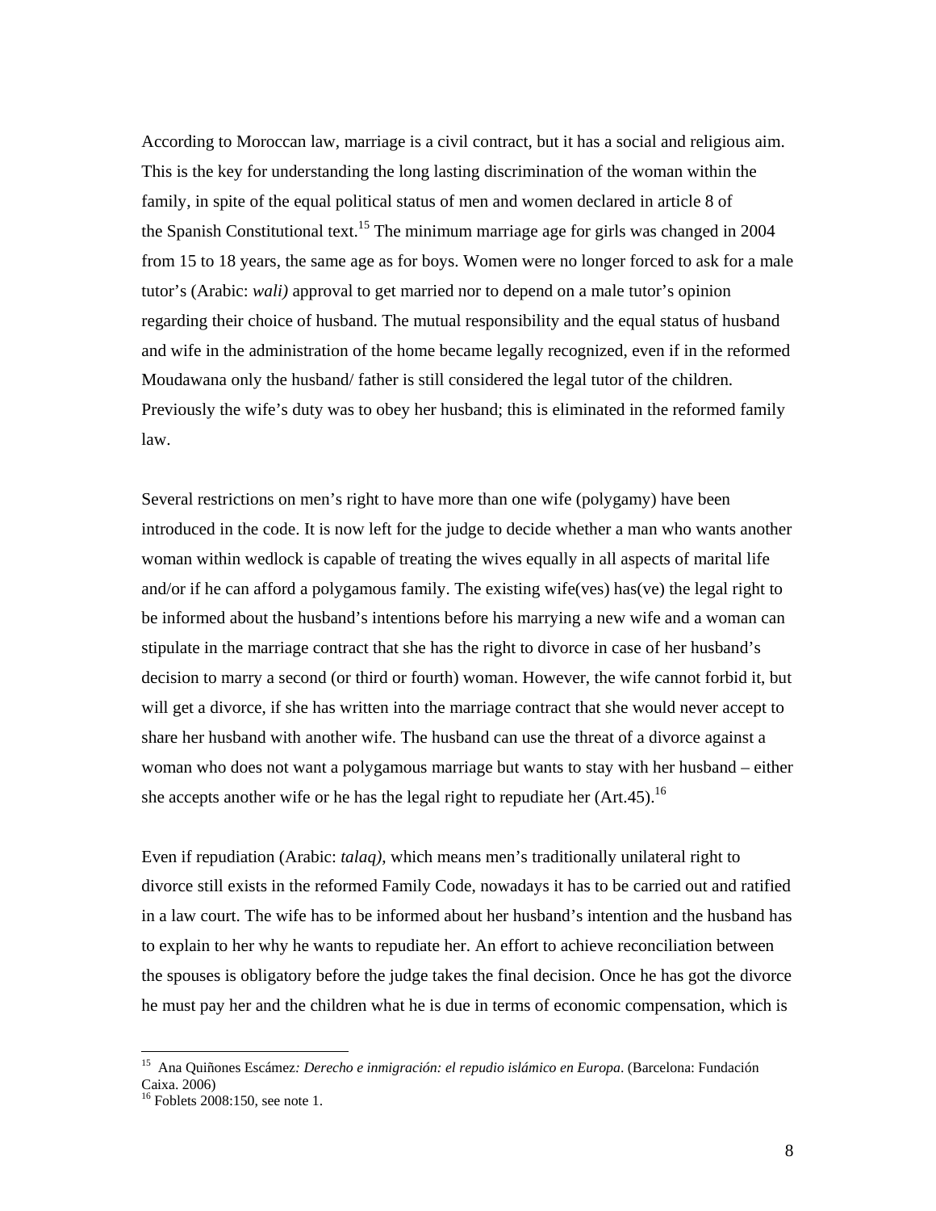According to Moroccan law, marriage is a civil contract, but it has a social and religious aim. This is the key for understanding the long lasting discrimination of the woman within the family, in spite of the equal political status of men and women declared in article 8 of the Spanish Constitutional text.[15] The minimum marriage age for girls was changed in 2004 from 15 to 18 years, the same age as for boys. Women were no longer forced to ask for a male tutor's (Arabic: *wali)* approval to get married nor to depend on a male tutor's opinion regarding their choice of husband. The mutual responsibility and the equal status of husband and wife in the administration of the home became legally recognized, even if in the reformed Moudawana only the husband/ father is still considered the legal tutor of the children. Previously the wife's duty was to obey her husband; this is eliminated in the reformed family law.

Several restrictions on men's right to have more than one wife (polygamy) have been introduced in the code. It is now left for the judge to decide whether a man who wants another woman within wedlock is capable of treating the wives equally in all aspects of marital life and/or if he can afford a polygamous family. The existing wife(ves) has(ve) the legal right to be informed about the husband's intentions before his marrying a new wife and a woman can stipulate in the marriage contract that she has the right to divorce in case of her husband's decision to marry a second (or third or fourth) woman. However, the wife cannot forbid it, but will get a divorce, if she has written into the marriage contract that she would never accept to share her husband with another wife. The husband can use the threat of a divorce against a woman who does not want a polygamous marriage but wants to stay with her husband – either she accepts another wife or he has the legal right to repudiate her (Art.45).[16]

Even if repudiation (Arabic: *talaq),* which means men's traditionally unilateral right to divorce still exists in the reformed Family Code, nowadays it has to be carried out and ratified in a law court. The wife has to be informed about her husband's intention and the husband has to explain to her why he wants to repudiate her. An effort to achieve reconciliation between the spouses is obligatory before the judge takes the final decision. Once he has got the divorce he must pay her and the children what he is due in terms of economic compensation, which is

---

[15] Ana Quiñones Escámez*: Derecho e inmigración: el repudio islámico en Europa*. (Barcelona: Fundación Caixa. 2006)

[16] Foblets 2008:150, see note 1.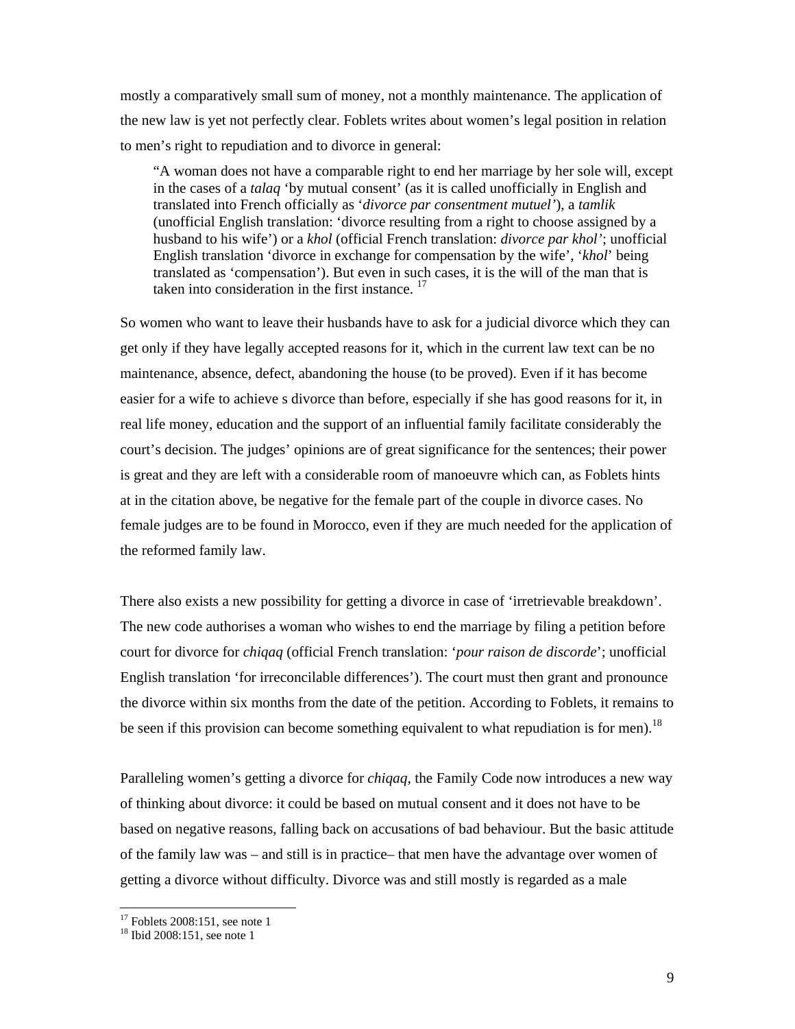mostly a comparatively small sum of money, not a monthly maintenance. The application of the new law is yet not perfectly clear. Foblets writes about women's legal position in relation to men's right to repudiation and to divorce in general:

> "A woman does not have a comparable right to end her marriage by her sole will, except in the cases of a *talaq* 'by mutual consent' (as it is called unofficially in English and translated into French officially as '*divorce par consentment mutuel'*), a *tamlik* (unofficial English translation: 'divorce resulting from a right to choose assigned by a husband to his wife') or a *khol* (official French translation: *divorce par khol'*; unofficial English translation 'divorce in exchange for compensation by the wife', '*khol*' being translated as 'compensation'). But even in such cases, it is the will of the man that is taken into consideration in the first instance. [17]

So women who want to leave their husbands have to ask for a judicial divorce which they can get only if they have legally accepted reasons for it, which in the current law text can be no maintenance, absence, defect, abandoning the house (to be proved). Even if it has become easier for a wife to achieve s divorce than before, especially if she has good reasons for it, in real life money, education and the support of an influential family facilitate considerably the court's decision. The judges' opinions are of great significance for the sentences; their power is great and they are left with a considerable room of manoeuvre which can, as Foblets hints at in the citation above, be negative for the female part of the couple in divorce cases. No female judges are to be found in Morocco, even if they are much needed for the application of the reformed family law.

There also exists a new possibility for getting a divorce in case of 'irretrievable breakdown'. The new code authorises a woman who wishes to end the marriage by filing a petition before court for divorce for *chiqaq* (official French translation: '*pour raison de discorde*'; unofficial English translation 'for irreconcilable differences'). The court must then grant and pronounce the divorce within six months from the date of the petition. According to Foblets, it remains to be seen if this provision can become something equivalent to what repudiation is for men).[18]

Paralleling women's getting a divorce for *chiqaq*, the Family Code now introduces a new way of thinking about divorce: it could be based on mutual consent and it does not have to be based on negative reasons, falling back on accusations of bad behaviour. But the basic attitude of the family law was – and still is in practice– that men have the advantage over women of getting a divorce without difficulty. Divorce was and still mostly is regarded as a male

---

[17] Foblets 2008:151, see note 1

[18] Ibid 2008:151, see note 1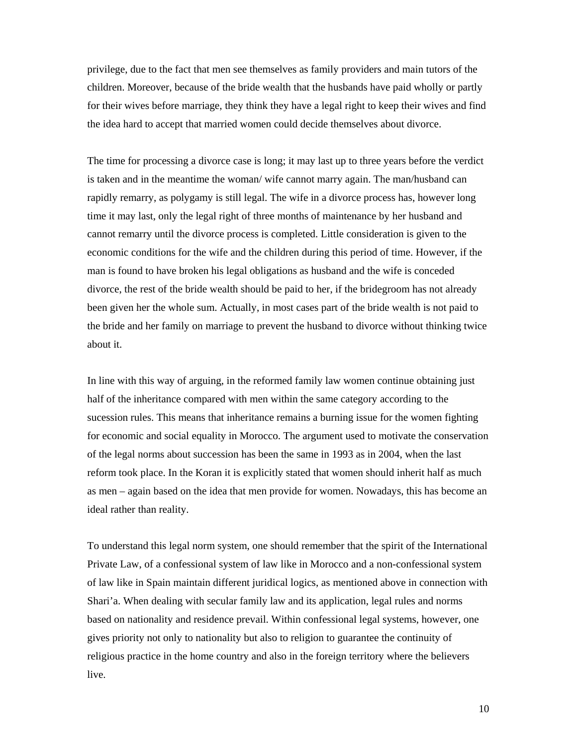privilege, due to the fact that men see themselves as family providers and main tutors of the children. Moreover, because of the bride wealth that the husbands have paid wholly or partly for their wives before marriage, they think they have a legal right to keep their wives and find the idea hard to accept that married women could decide themselves about divorce.

The time for processing a divorce case is long; it may last up to three years before the verdict is taken and in the meantime the woman/ wife cannot marry again. The man/husband can rapidly remarry, as polygamy is still legal. The wife in a divorce process has, however long time it may last, only the legal right of three months of maintenance by her husband and cannot remarry until the divorce process is completed. Little consideration is given to the economic conditions for the wife and the children during this period of time. However, if the man is found to have broken his legal obligations as husband and the wife is conceded divorce, the rest of the bride wealth should be paid to her, if the bridegroom has not already been given her the whole sum. Actually, in most cases part of the bride wealth is not paid to the bride and her family on marriage to prevent the husband to divorce without thinking twice about it.

In line with this way of arguing, in the reformed family law women continue obtaining just half of the inheritance compared with men within the same category according to the sucession rules. This means that inheritance remains a burning issue for the women fighting for economic and social equality in Morocco. The argument used to motivate the conservation of the legal norms about succession has been the same in 1993 as in 2004, when the last reform took place. In the Koran it is explicitly stated that women should inherit half as much as men – again based on the idea that men provide for women. Nowadays, this has become an ideal rather than reality.

To understand this legal norm system, one should remember that the spirit of the International Private Law, of a confessional system of law like in Morocco and a non-confessional system of law like in Spain maintain different juridical logics, as mentioned above in connection with Shari'a. When dealing with secular family law and its application, legal rules and norms based on nationality and residence prevail. Within confessional legal systems, however, one gives priority not only to nationality but also to religion to guarantee the continuity of religious practice in the home country and also in the foreign territory where the believers live.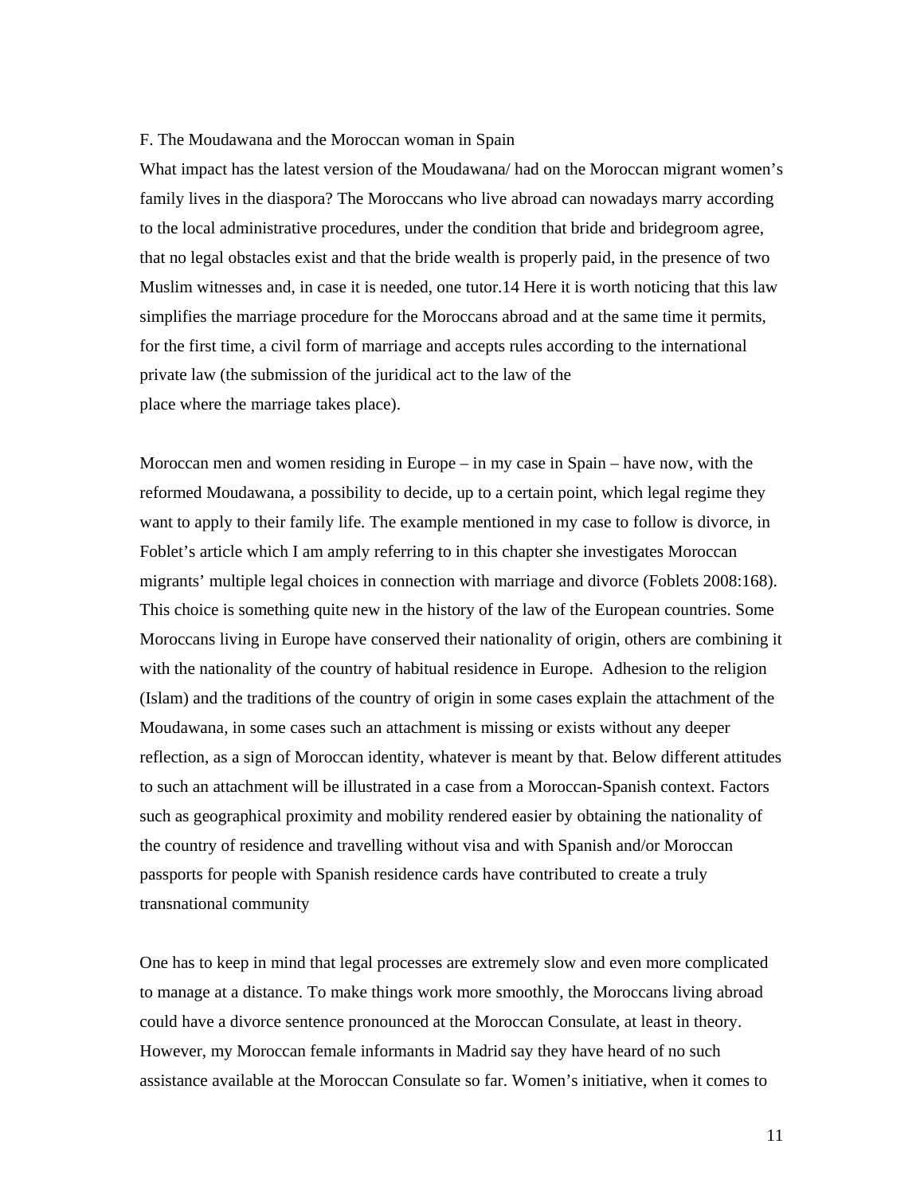F. The Moudawana and the Moroccan woman in Spain

What impact has the latest version of the Moudawana/ had on the Moroccan migrant women's family lives in the diaspora? The Moroccans who live abroad can nowadays marry according to the local administrative procedures, under the condition that bride and bridegroom agree, that no legal obstacles exist and that the bride wealth is properly paid, in the presence of two Muslim witnesses and, in case it is needed, one tutor.[14] Here it is worth noticing that this law simplifies the marriage procedure for the Moroccans abroad and at the same time it permits, for the first time, a civil form of marriage and accepts rules according to the international private law (the submission of the juridical act to the law of the place where the marriage takes place).

Moroccan men and women residing in Europe – in my case in Spain – have now, with the reformed Moudawana, a possibility to decide, up to a certain point, which legal regime they want to apply to their family life. The example mentioned in my case to follow is divorce, in Foblet's article which I am amply referring to in this chapter she investigates Moroccan migrants' multiple legal choices in connection with marriage and divorce (Foblets 2008:168). This choice is something quite new in the history of the law of the European countries. Some Moroccans living in Europe have conserved their nationality of origin, others are combining it with the nationality of the country of habitual residence in Europe. Adhesion to the religion (Islam) and the traditions of the country of origin in some cases explain the attachment of the Moudawana, in some cases such an attachment is missing or exists without any deeper reflection, as a sign of Moroccan identity, whatever is meant by that. Below different attitudes to such an attachment will be illustrated in a case from a Moroccan-Spanish context. Factors such as geographical proximity and mobility rendered easier by obtaining the nationality of the country of residence and travelling without visa and with Spanish and/or Moroccan passports for people with Spanish residence cards have contributed to create a truly transnational community

One has to keep in mind that legal processes are extremely slow and even more complicated to manage at a distance. To make things work more smoothly, the Moroccans living abroad could have a divorce sentence pronounced at the Moroccan Consulate, at least in theory. However, my Moroccan female informants in Madrid say they have heard of no such assistance available at the Moroccan Consulate so far. Women's initiative, when it comes to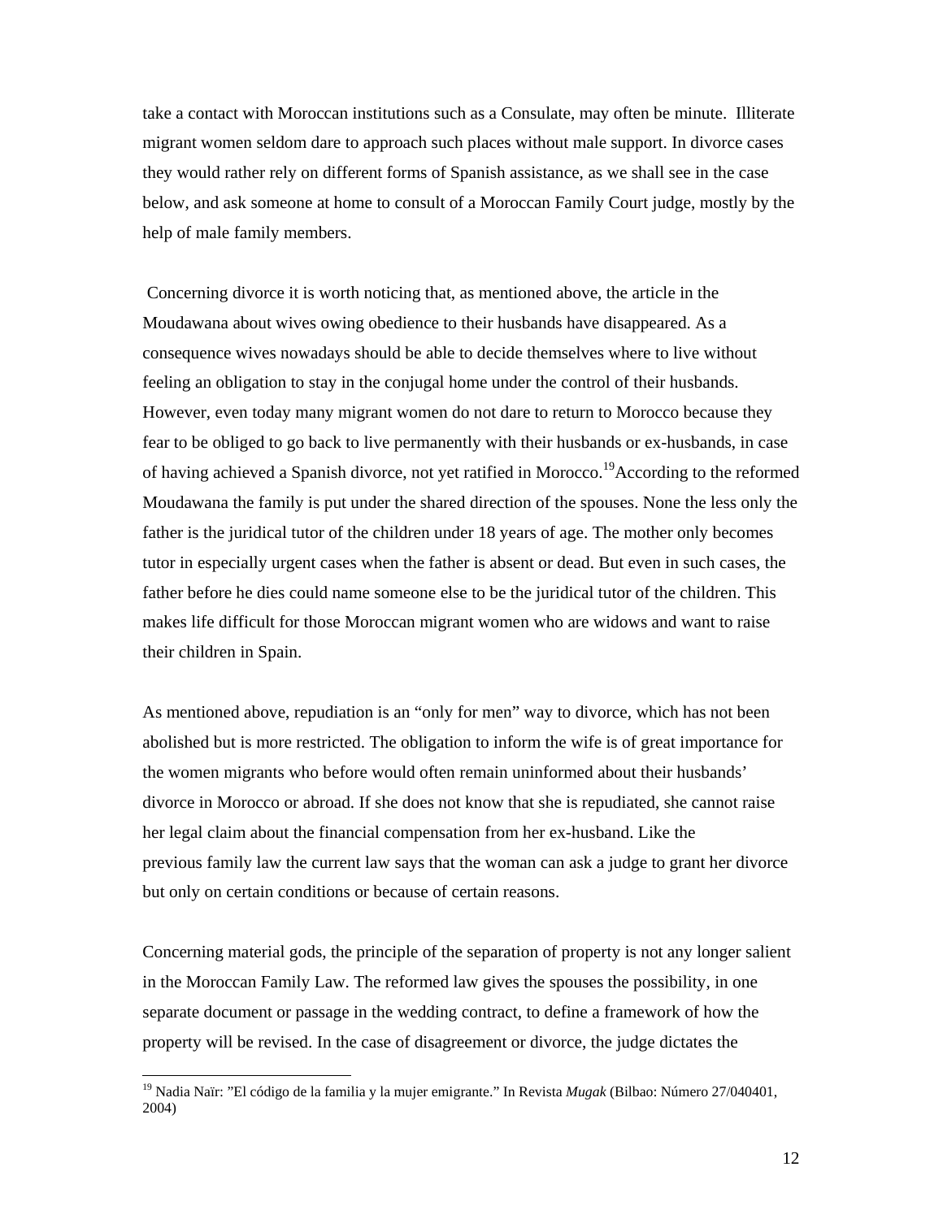take a contact with Moroccan institutions such as a Consulate, may often be minute. Illiterate migrant women seldom dare to approach such places without male support. In divorce cases they would rather rely on different forms of Spanish assistance, as we shall see in the case below, and ask someone at home to consult of a Moroccan Family Court judge, mostly by the help of male family members.

Concerning divorce it is worth noticing that, as mentioned above, the article in the Moudawana about wives owing obedience to their husbands have disappeared. As a consequence wives nowadays should be able to decide themselves where to live without feeling an obligation to stay in the conjugal home under the control of their husbands. However, even today many migrant women do not dare to return to Morocco because they fear to be obliged to go back to live permanently with their husbands or ex-husbands, in case of having achieved a Spanish divorce, not yet ratified in Morocco.[19] According to the reformed Moudawana the family is put under the shared direction of the spouses. None the less only the father is the juridical tutor of the children under 18 years of age. The mother only becomes tutor in especially urgent cases when the father is absent or dead. But even in such cases, the father before he dies could name someone else to be the juridical tutor of the children. This makes life difficult for those Moroccan migrant women who are widows and want to raise their children in Spain.

As mentioned above, repudiation is an "only for men" way to divorce, which has not been abolished but is more restricted. The obligation to inform the wife is of great importance for the women migrants who before would often remain uninformed about their husbands' divorce in Morocco or abroad. If she does not know that she is repudiated, she cannot raise her legal claim about the financial compensation from her ex-husband. Like the previous family law the current law says that the woman can ask a judge to grant her divorce but only on certain conditions or because of certain reasons.

Concerning material gods, the principle of the separation of property is not any longer salient in the Moroccan Family Law. The reformed law gives the spouses the possibility, in one separate document or passage in the wedding contract, to define a framework of how the property will be revised. In the case of disagreement or divorce, the judge dictates the

---

[19] Nadia Naïr: "El código de la familia y la mujer emigrante." In Revista *Mugak* (Bilbao: Número 27/040401, 2004)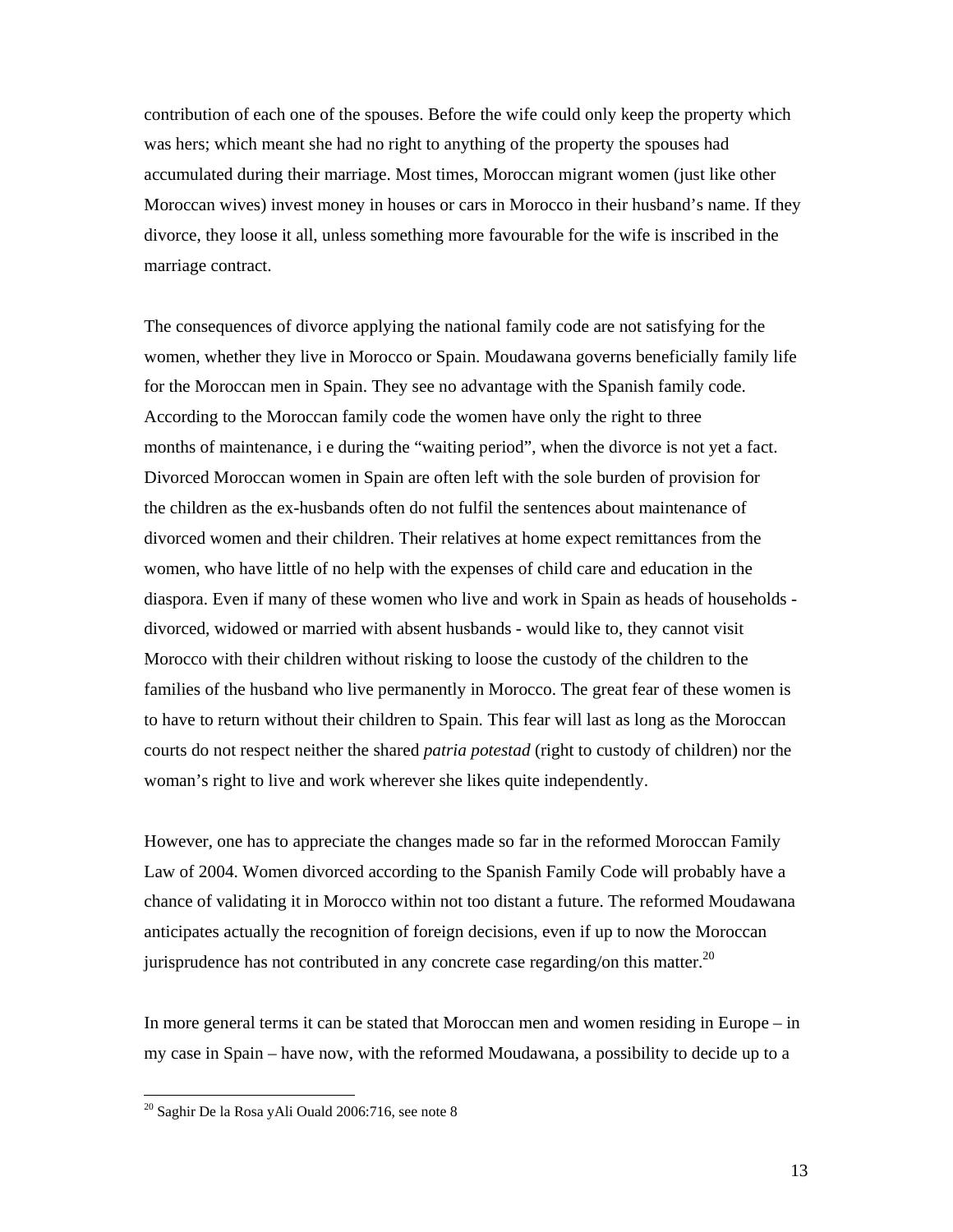contribution of each one of the spouses. Before the wife could only keep the property which was hers; which meant she had no right to anything of the property the spouses had accumulated during their marriage. Most times, Moroccan migrant women (just like other Moroccan wives) invest money in houses or cars in Morocco in their husband's name. If they divorce, they loose it all, unless something more favourable for the wife is inscribed in the marriage contract.

The consequences of divorce applying the national family code are not satisfying for the women, whether they live in Morocco or Spain. Moudawana governs beneficially family life for the Moroccan men in Spain. They see no advantage with the Spanish family code. According to the Moroccan family code the women have only the right to three months of maintenance, i e during the "waiting period", when the divorce is not yet a fact. Divorced Moroccan women in Spain are often left with the sole burden of provision for the children as the ex-husbands often do not fulfil the sentences about maintenance of divorced women and their children. Their relatives at home expect remittances from the women, who have little of no help with the expenses of child care and education in the diaspora. Even if many of these women who live and work in Spain as heads of households - divorced, widowed or married with absent husbands - would like to, they cannot visit Morocco with their children without risking to loose the custody of the children to the families of the husband who live permanently in Morocco. The great fear of these women is to have to return without their children to Spain. This fear will last as long as the Moroccan courts do not respect neither the shared *patria potestad* (right to custody of children) nor the woman's right to live and work wherever she likes quite independently.

However, one has to appreciate the changes made so far in the reformed Moroccan Family Law of 2004. Women divorced according to the Spanish Family Code will probably have a chance of validating it in Morocco within not too distant a future. The reformed Moudawana anticipates actually the recognition of foreign decisions, even if up to now the Moroccan jurisprudence has not contributed in any concrete case regarding/on this matter.[20]

In more general terms it can be stated that Moroccan men and women residing in Europe – in my case in Spain – have now, with the reformed Moudawana, a possibility to decide up to a

---

[20] Saghir De la Rosa yAli Ouald 2006:716, see note 8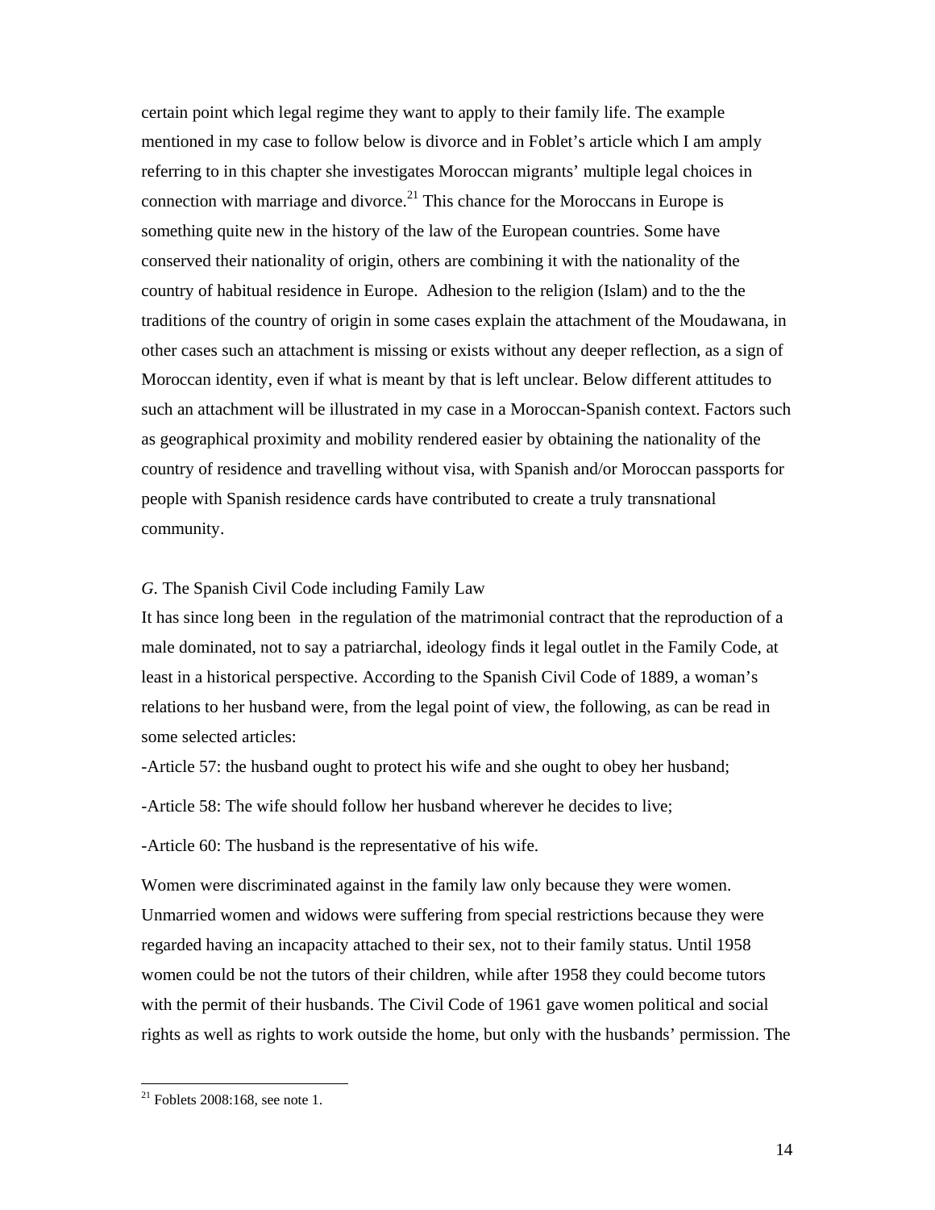certain point which legal regime they want to apply to their family life. The example mentioned in my case to follow below is divorce and in Foblet's article which I am amply referring to in this chapter she investigates Moroccan migrants' multiple legal choices in connection with marriage and divorce.[21] This chance for the Moroccans in Europe is something quite new in the history of the law of the European countries. Some have conserved their nationality of origin, others are combining it with the nationality of the country of habitual residence in Europe.  Adhesion to the religion (Islam) and to the the traditions of the country of origin in some cases explain the attachment of the Moudawana, in other cases such an attachment is missing or exists without any deeper reflection, as a sign of Moroccan identity, even if what is meant by that is left unclear. Below different attitudes to such an attachment will be illustrated in my case in a Moroccan-Spanish context. Factors such as geographical proximity and mobility rendered easier by obtaining the nationality of the country of residence and travelling without visa, with Spanish and/or Moroccan passports for people with Spanish residence cards have contributed to create a truly transnational community.

*G.* The Spanish Civil Code including Family Law

It has since long been  in the regulation of the matrimonial contract that the reproduction of a male dominated, not to say a patriarchal, ideology finds it legal outlet in the Family Code, at least in a historical perspective. According to the Spanish Civil Code of 1889, a woman's relations to her husband were, from the legal point of view, the following, as can be read in some selected articles:

-Article 57: the husband ought to protect his wife and she ought to obey her husband;

-Article 58: The wife should follow her husband wherever he decides to live;

-Article 60: The husband is the representative of his wife.

Women were discriminated against in the family law only because they were women. Unmarried women and widows were suffering from special restrictions because they were regarded having an incapacity attached to their sex, not to their family status. Until 1958 women could be not the tutors of their children, while after 1958 they could become tutors with the permit of their husbands. The Civil Code of 1961 gave women political and social rights as well as rights to work outside the home, but only with the husbands' permission. The

[21] Foblets 2008:168, see note 1.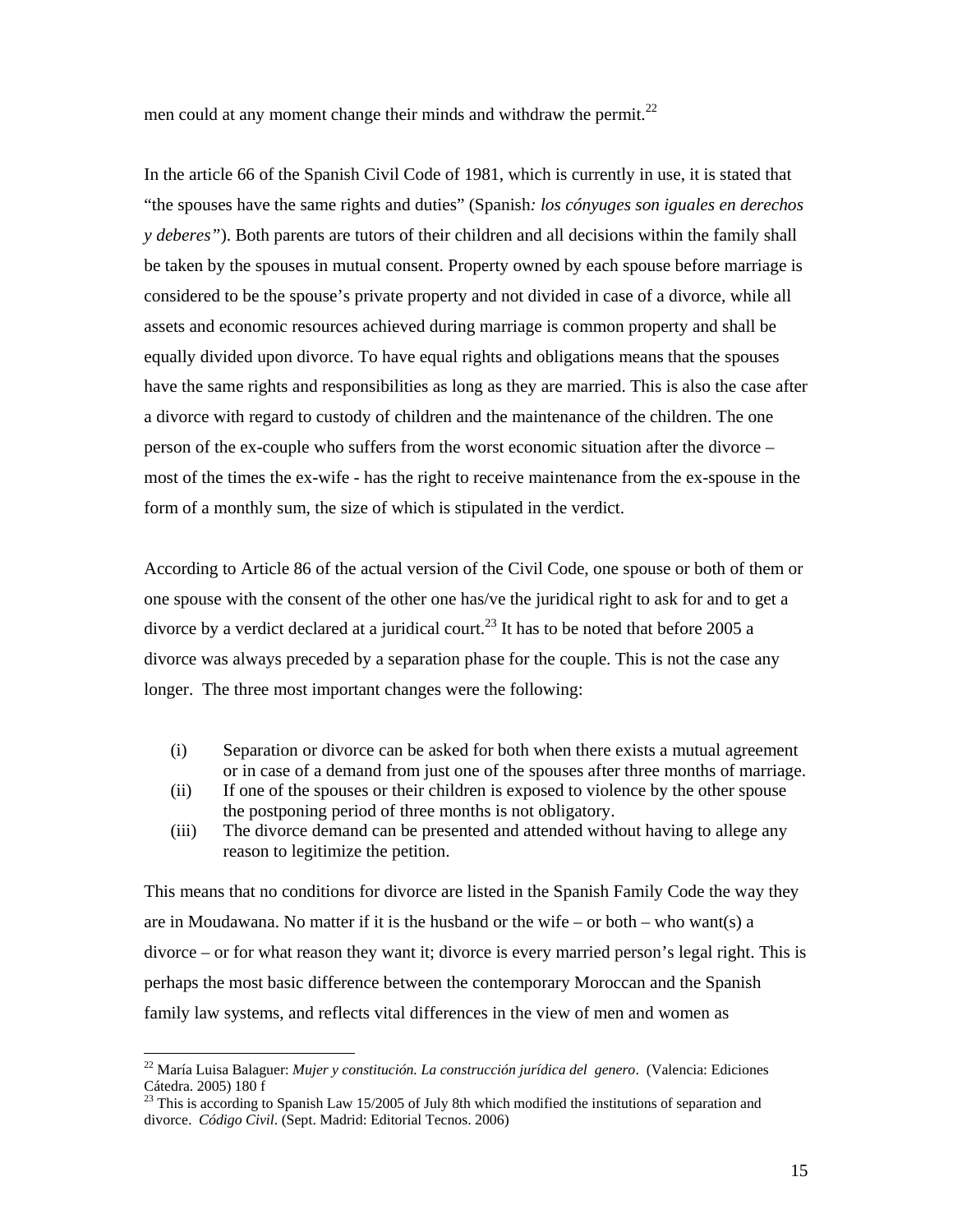men could at any moment change their minds and withdraw the permit.[22]

In the article 66 of the Spanish Civil Code of 1981, which is currently in use, it is stated that "the spouses have the same rights and duties" (Spanish*: los cónyuges son iguales en derechos y deberes"*). Both parents are tutors of their children and all decisions within the family shall be taken by the spouses in mutual consent. Property owned by each spouse before marriage is considered to be the spouse's private property and not divided in case of a divorce, while all assets and economic resources achieved during marriage is common property and shall be equally divided upon divorce. To have equal rights and obligations means that the spouses have the same rights and responsibilities as long as they are married. This is also the case after a divorce with regard to custody of children and the maintenance of the children. The one person of the ex-couple who suffers from the worst economic situation after the divorce – most of the times the ex-wife - has the right to receive maintenance from the ex-spouse in the form of a monthly sum, the size of which is stipulated in the verdict.

According to Article 86 of the actual version of the Civil Code, one spouse or both of them or one spouse with the consent of the other one has/ve the juridical right to ask for and to get a divorce by a verdict declared at a juridical court.[23] It has to be noted that before 2005 a divorce was always preceded by a separation phase for the couple. This is not the case any longer. The three most important changes were the following:

(i) Separation or divorce can be asked for both when there exists a mutual agreement or in case of a demand from just one of the spouses after three months of marriage.
(ii) If one of the spouses or their children is exposed to violence by the other spouse the postponing period of three months is not obligatory.
(iii) The divorce demand can be presented and attended without having to allege any reason to legitimize the petition.

This means that no conditions for divorce are listed in the Spanish Family Code the way they are in Moudawana. No matter if it is the husband or the wife – or both – who want(s) a divorce – or for what reason they want it; divorce is every married person's legal right. This is perhaps the most basic difference between the contemporary Moroccan and the Spanish family law systems, and reflects vital differences in the view of men and women as

---

[22] María Luisa Balaguer: *Mujer y constitución. La construcción jurídica del genero*. (Valencia: Ediciones Cátedra. 2005) 180 f

[23] This is according to Spanish Law 15/2005 of July 8th which modified the institutions of separation and divorce. *Código Civil*. (Sept. Madrid: Editorial Tecnos. 2006)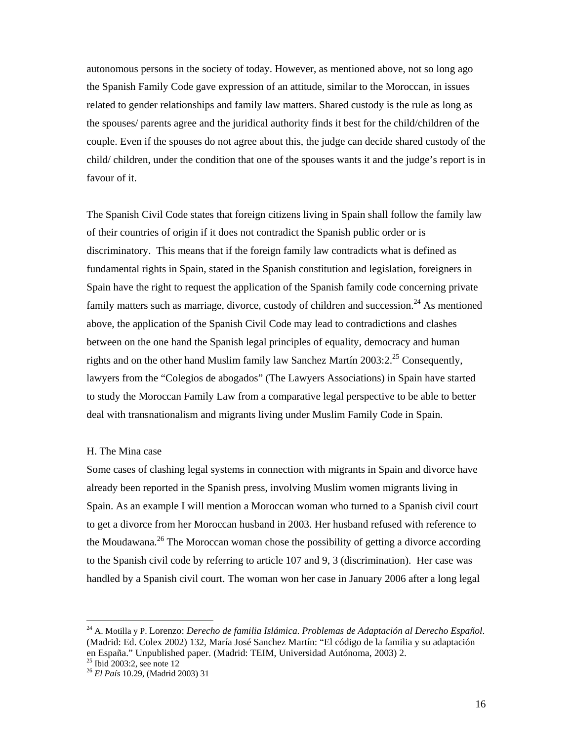autonomous persons in the society of today. However, as mentioned above, not so long ago the Spanish Family Code gave expression of an attitude, similar to the Moroccan, in issues related to gender relationships and family law matters. Shared custody is the rule as long as the spouses/ parents agree and the juridical authority finds it best for the child/children of the couple. Even if the spouses do not agree about this, the judge can decide shared custody of the child/ children, under the condition that one of the spouses wants it and the judge's report is in favour of it.

The Spanish Civil Code states that foreign citizens living in Spain shall follow the family law of their countries of origin if it does not contradict the Spanish public order or is discriminatory. This means that if the foreign family law contradicts what is defined as fundamental rights in Spain, stated in the Spanish constitution and legislation, foreigners in Spain have the right to request the application of the Spanish family code concerning private family matters such as marriage, divorce, custody of children and succession.[24] As mentioned above, the application of the Spanish Civil Code may lead to contradictions and clashes between on the one hand the Spanish legal principles of equality, democracy and human rights and on the other hand Muslim family law Sanchez Martín 2003:2.[25] Consequently, lawyers from the "Colegios de abogados" (The Lawyers Associations) in Spain have started to study the Moroccan Family Law from a comparative legal perspective to be able to better deal with transnationalism and migrants living under Muslim Family Code in Spain.

H. The Mina case

Some cases of clashing legal systems in connection with migrants in Spain and divorce have already been reported in the Spanish press, involving Muslim women migrants living in Spain. As an example I will mention a Moroccan woman who turned to a Spanish civil court to get a divorce from her Moroccan husband in 2003. Her husband refused with reference to the Moudawana.[26] The Moroccan woman chose the possibility of getting a divorce according to the Spanish civil code by referring to article 107 and 9, 3 (discrimination). Her case was handled by a Spanish civil court. The woman won her case in January 2006 after a long legal

---

[24] A. Motilla y P. Lorenzo: *Derecho de familia Islámica. Problemas de Adaptación al Derecho Español*. (Madrid: Ed. Colex 2002) 132, María José Sanchez Martín: "El código de la familia y su adaptación en España." Unpublished paper. (Madrid: TEIM, Universidad Autónoma, 2003) 2.

[25] Ibid 2003:2, see note 12

[26] *El País* 10.29, (Madrid 2003) 31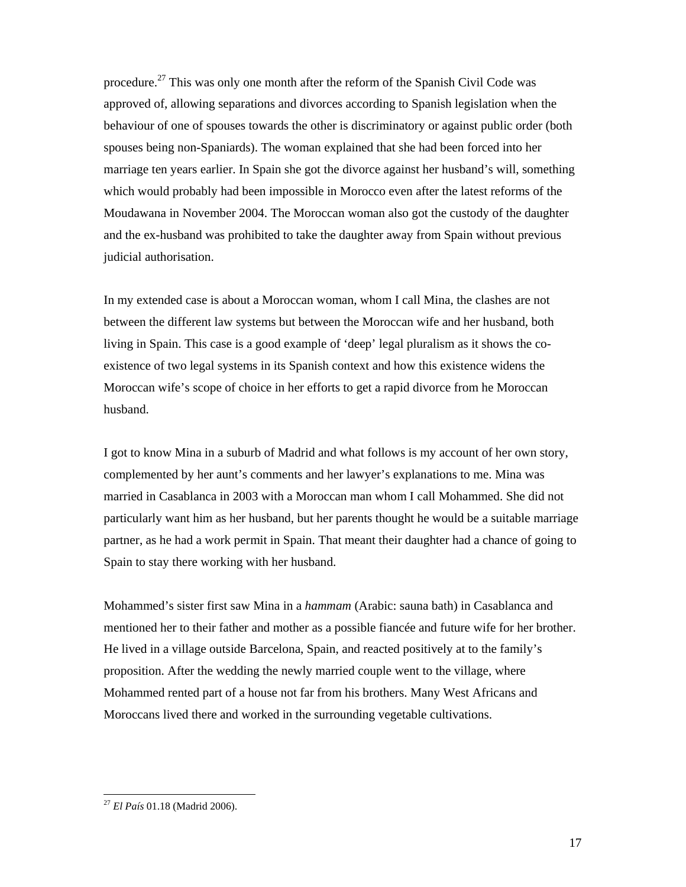procedure.[27] This was only one month after the reform of the Spanish Civil Code was approved of, allowing separations and divorces according to Spanish legislation when the behaviour of one of spouses towards the other is discriminatory or against public order (both spouses being non-Spaniards). The woman explained that she had been forced into her marriage ten years earlier. In Spain she got the divorce against her husband's will, something which would probably had been impossible in Morocco even after the latest reforms of the Moudawana in November 2004. The Moroccan woman also got the custody of the daughter and the ex-husband was prohibited to take the daughter away from Spain without previous judicial authorisation.

In my extended case is about a Moroccan woman, whom I call Mina, the clashes are not between the different law systems but between the Moroccan wife and her husband, both living in Spain. This case is a good example of 'deep' legal pluralism as it shows the co-existence of two legal systems in its Spanish context and how this existence widens the Moroccan wife's scope of choice in her efforts to get a rapid divorce from he Moroccan husband.

I got to know Mina in a suburb of Madrid and what follows is my account of her own story, complemented by her aunt's comments and her lawyer's explanations to me. Mina was married in Casablanca in 2003 with a Moroccan man whom I call Mohammed. She did not particularly want him as her husband, but her parents thought he would be a suitable marriage partner, as he had a work permit in Spain. That meant their daughter had a chance of going to Spain to stay there working with her husband.

Mohammed's sister first saw Mina in a *hammam* (Arabic: sauna bath) in Casablanca and mentioned her to their father and mother as a possible fiancée and future wife for her brother. He lived in a village outside Barcelona, Spain, and reacted positively at to the family's proposition. After the wedding the newly married couple went to the village, where Mohammed rented part of a house not far from his brothers. Many West Africans and Moroccans lived there and worked in the surrounding vegetable cultivations.

---

[27] *El País* 01.18 (Madrid 2006).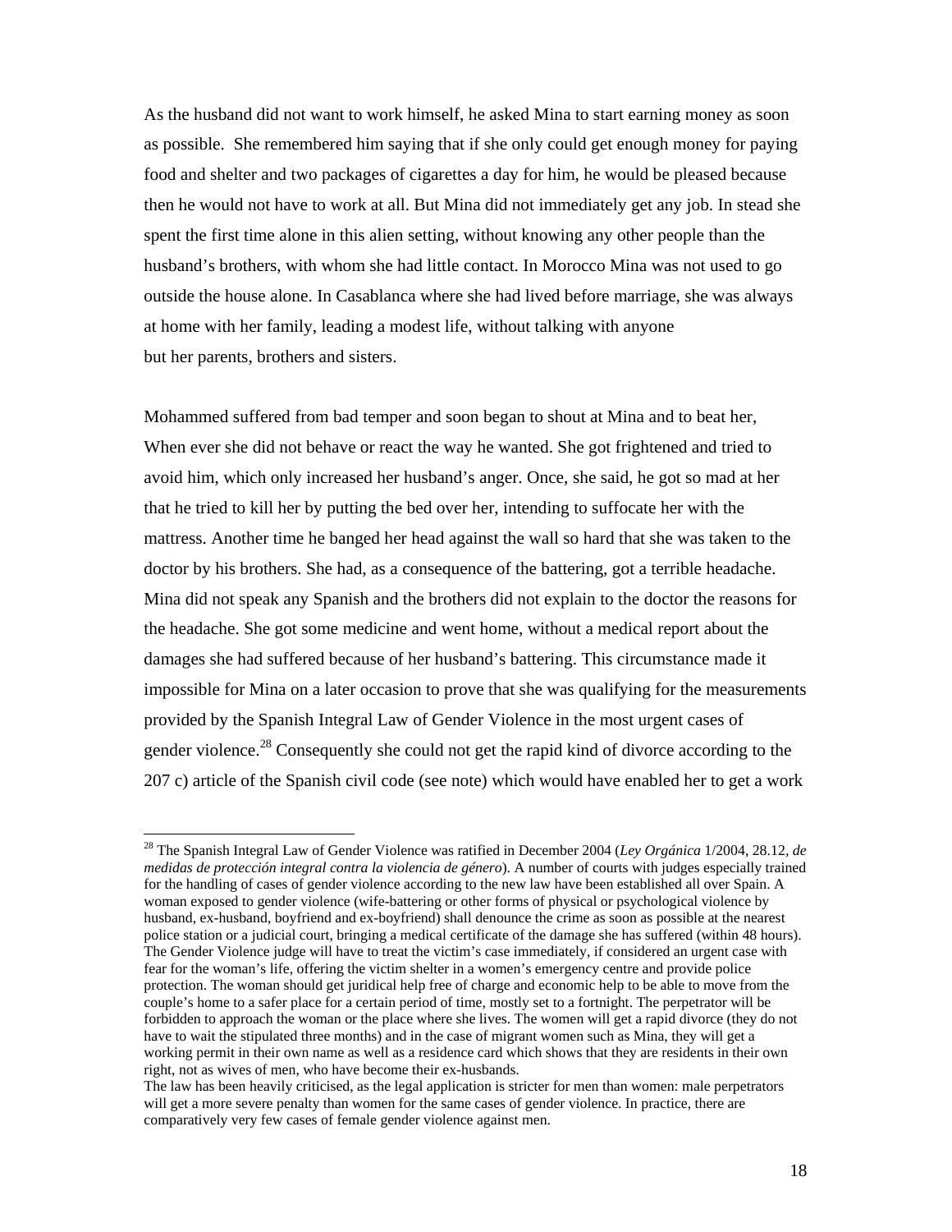As the husband did not want to work himself, he asked Mina to start earning money as soon as possible. She remembered him saying that if she only could get enough money for paying food and shelter and two packages of cigarettes a day for him, he would be pleased because then he would not have to work at all. But Mina did not immediately get any job. In stead she spent the first time alone in this alien setting, without knowing any other people than the husband's brothers, with whom she had little contact. In Morocco Mina was not used to go outside the house alone. In Casablanca where she had lived before marriage, she was always at home with her family, leading a modest life, without talking with anyone but her parents, brothers and sisters.

Mohammed suffered from bad temper and soon began to shout at Mina and to beat her, When ever she did not behave or react the way he wanted. She got frightened and tried to avoid him, which only increased her husband's anger. Once, she said, he got so mad at her that he tried to kill her by putting the bed over her, intending to suffocate her with the mattress. Another time he banged her head against the wall so hard that she was taken to the doctor by his brothers. She had, as a consequence of the battering, got a terrible headache. Mina did not speak any Spanish and the brothers did not explain to the doctor the reasons for the headache. She got some medicine and went home, without a medical report about the damages she had suffered because of her husband's battering. This circumstance made it impossible for Mina on a later occasion to prove that she was qualifying for the measurements provided by the Spanish Integral Law of Gender Violence in the most urgent cases of gender violence.[28] Consequently she could not get the rapid kind of divorce according to the 207 c) article of the Spanish civil code (see note) which would have enabled her to get a work

---

[28] The Spanish Integral Law of Gender Violence was ratified in December 2004 (*Ley Orgánica* 1/2004, 28.12, *de medidas de protección integral contra la violencia de género*). A number of courts with judges especially trained for the handling of cases of gender violence according to the new law have been established all over Spain. A woman exposed to gender violence (wife-battering or other forms of physical or psychological violence by husband, ex-husband, boyfriend and ex-boyfriend) shall denounce the crime as soon as possible at the nearest police station or a judicial court, bringing a medical certificate of the damage she has suffered (within 48 hours). The Gender Violence judge will have to treat the victim's case immediately, if considered an urgent case with fear for the woman's life, offering the victim shelter in a women's emergency centre and provide police protection. The woman should get juridical help free of charge and economic help to be able to move from the couple's home to a safer place for a certain period of time, mostly set to a fortnight. The perpetrator will be forbidden to approach the woman or the place where she lives. The women will get a rapid divorce (they do not have to wait the stipulated three months) and in the case of migrant women such as Mina, they will get a working permit in their own name as well as a residence card which shows that they are residents in their own right, not as wives of men, who have become their ex-husbands.
The law has been heavily criticised, as the legal application is stricter for men than women: male perpetrators will get a more severe penalty than women for the same cases of gender violence. In practice, there are comparatively very few cases of female gender violence against men.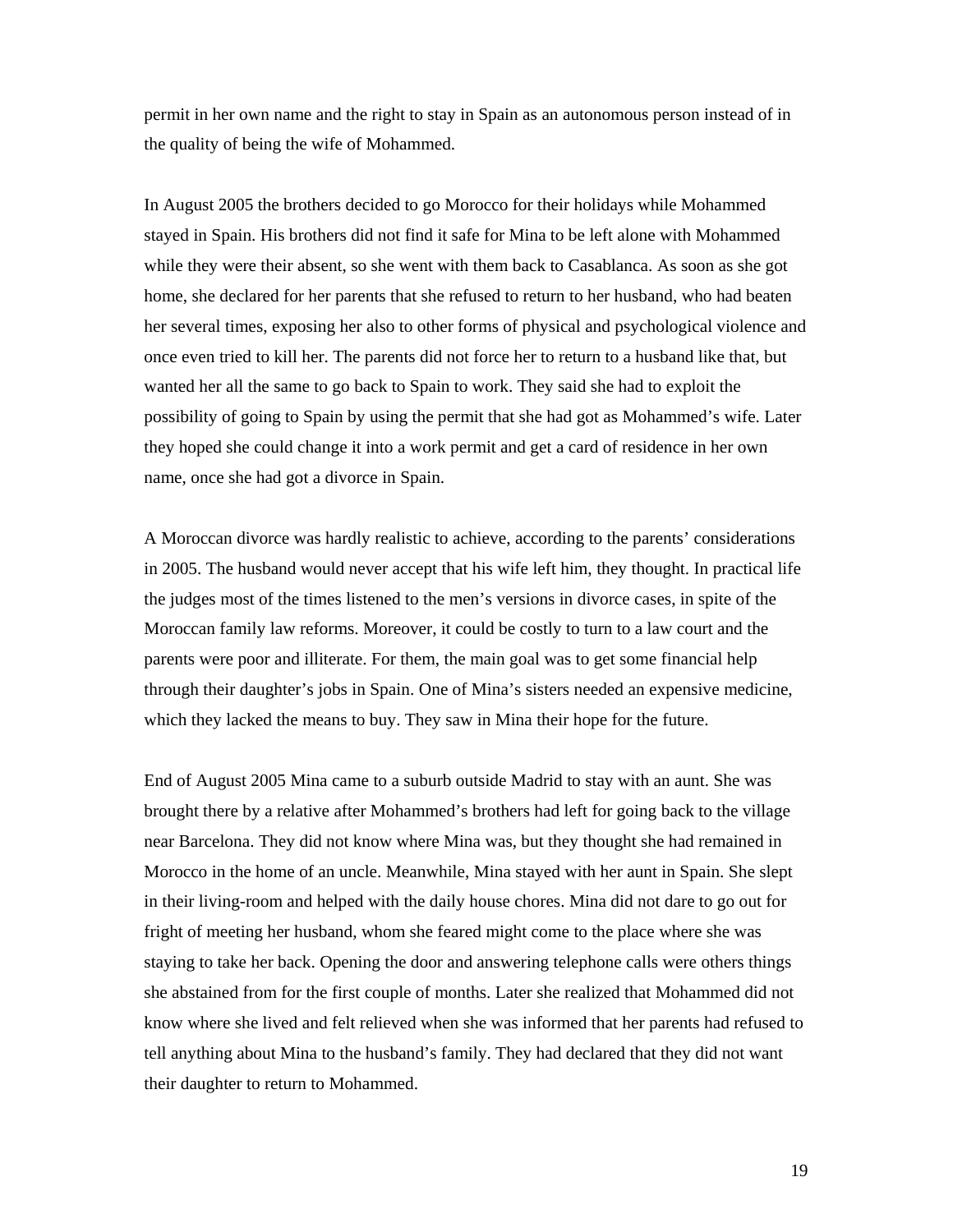permit in her own name and the right to stay in Spain as an autonomous person instead of in the quality of being the wife of Mohammed.

In August 2005 the brothers decided to go Morocco for their holidays while Mohammed stayed in Spain. His brothers did not find it safe for Mina to be left alone with Mohammed while they were their absent, so she went with them back to Casablanca. As soon as she got home, she declared for her parents that she refused to return to her husband, who had beaten her several times, exposing her also to other forms of physical and psychological violence and once even tried to kill her. The parents did not force her to return to a husband like that, but wanted her all the same to go back to Spain to work. They said she had to exploit the possibility of going to Spain by using the permit that she had got as Mohammed's wife. Later they hoped she could change it into a work permit and get a card of residence in her own name, once she had got a divorce in Spain.

A Moroccan divorce was hardly realistic to achieve, according to the parents' considerations in 2005. The husband would never accept that his wife left him, they thought. In practical life the judges most of the times listened to the men's versions in divorce cases, in spite of the Moroccan family law reforms. Moreover, it could be costly to turn to a law court and the parents were poor and illiterate. For them, the main goal was to get some financial help through their daughter's jobs in Spain. One of Mina's sisters needed an expensive medicine, which they lacked the means to buy. They saw in Mina their hope for the future.

End of August 2005 Mina came to a suburb outside Madrid to stay with an aunt. She was brought there by a relative after Mohammed's brothers had left for going back to the village near Barcelona. They did not know where Mina was, but they thought she had remained in Morocco in the home of an uncle. Meanwhile, Mina stayed with her aunt in Spain. She slept in their living-room and helped with the daily house chores. Mina did not dare to go out for fright of meeting her husband, whom she feared might come to the place where she was staying to take her back. Opening the door and answering telephone calls were others things she abstained from for the first couple of months. Later she realized that Mohammed did not know where she lived and felt relieved when she was informed that her parents had refused to tell anything about Mina to the husband's family. They had declared that they did not want their daughter to return to Mohammed.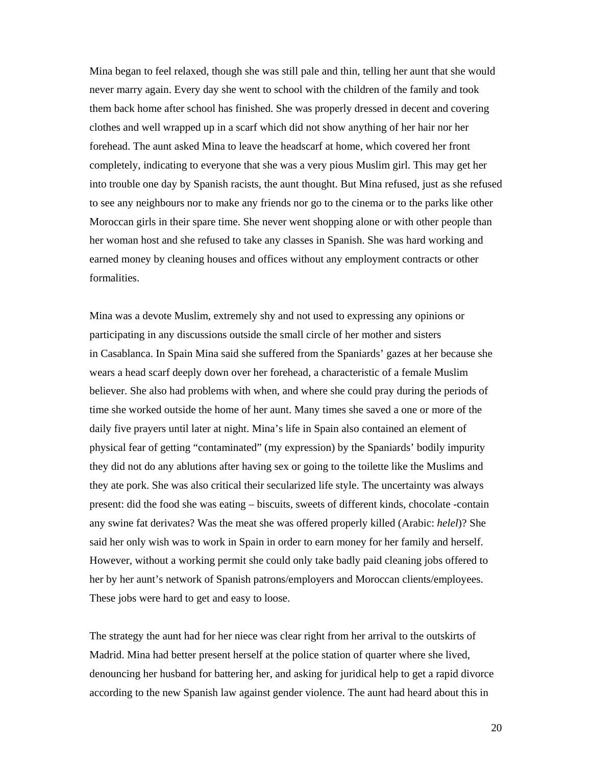Mina began to feel relaxed, though she was still pale and thin, telling her aunt that she would never marry again. Every day she went to school with the children of the family and took them back home after school has finished. She was properly dressed in decent and covering clothes and well wrapped up in a scarf which did not show anything of her hair nor her forehead. The aunt asked Mina to leave the headscarf at home, which covered her front completely, indicating to everyone that she was a very pious Muslim girl. This may get her into trouble one day by Spanish racists, the aunt thought. But Mina refused, just as she refused to see any neighbours nor to make any friends nor go to the cinema or to the parks like other Moroccan girls in their spare time. She never went shopping alone or with other people than her woman host and she refused to take any classes in Spanish. She was hard working and earned money by cleaning houses and offices without any employment contracts or other formalities.

Mina was a devote Muslim, extremely shy and not used to expressing any opinions or participating in any discussions outside the small circle of her mother and sisters in Casablanca. In Spain Mina said she suffered from the Spaniards' gazes at her because she wears a head scarf deeply down over her forehead, a characteristic of a female Muslim believer. She also had problems with when, and where she could pray during the periods of time she worked outside the home of her aunt. Many times she saved a one or more of the daily five prayers until later at night. Mina's life in Spain also contained an element of physical fear of getting "contaminated" (my expression) by the Spaniards' bodily impurity they did not do any ablutions after having sex or going to the toilette like the Muslims and they ate pork. She was also critical their secularized life style. The uncertainty was always present: did the food she was eating – biscuits, sweets of different kinds, chocolate -contain any swine fat derivates? Was the meat she was offered properly killed (Arabic: *helel*)? She said her only wish was to work in Spain in order to earn money for her family and herself. However, without a working permit she could only take badly paid cleaning jobs offered to her by her aunt's network of Spanish patrons/employers and Moroccan clients/employees. These jobs were hard to get and easy to loose.

The strategy the aunt had for her niece was clear right from her arrival to the outskirts of Madrid. Mina had better present herself at the police station of quarter where she lived, denouncing her husband for battering her, and asking for juridical help to get a rapid divorce according to the new Spanish law against gender violence. The aunt had heard about this in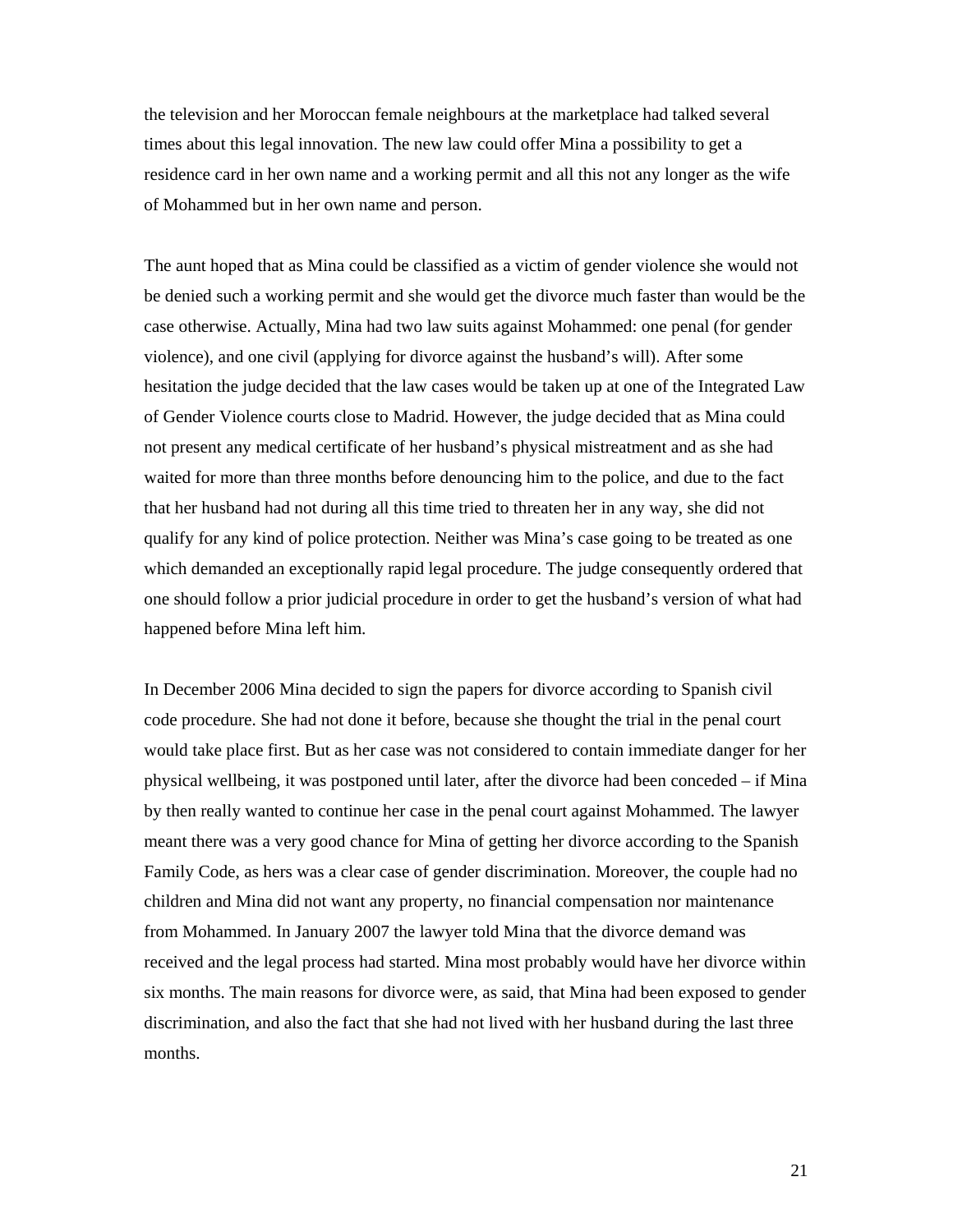the television and her Moroccan female neighbours at the marketplace had talked several times about this legal innovation. The new law could offer Mina a possibility to get a residence card in her own name and a working permit and all this not any longer as the wife of Mohammed but in her own name and person.

The aunt hoped that as Mina could be classified as a victim of gender violence she would not be denied such a working permit and she would get the divorce much faster than would be the case otherwise. Actually, Mina had two law suits against Mohammed: one penal (for gender violence), and one civil (applying for divorce against the husband's will). After some hesitation the judge decided that the law cases would be taken up at one of the Integrated Law of Gender Violence courts close to Madrid. However, the judge decided that as Mina could not present any medical certificate of her husband's physical mistreatment and as she had waited for more than three months before denouncing him to the police, and due to the fact that her husband had not during all this time tried to threaten her in any way, she did not qualify for any kind of police protection. Neither was Mina's case going to be treated as one which demanded an exceptionally rapid legal procedure. The judge consequently ordered that one should follow a prior judicial procedure in order to get the husband's version of what had happened before Mina left him.

In December 2006 Mina decided to sign the papers for divorce according to Spanish civil code procedure. She had not done it before, because she thought the trial in the penal court would take place first. But as her case was not considered to contain immediate danger for her physical wellbeing, it was postponed until later, after the divorce had been conceded – if Mina by then really wanted to continue her case in the penal court against Mohammed. The lawyer meant there was a very good chance for Mina of getting her divorce according to the Spanish Family Code, as hers was a clear case of gender discrimination. Moreover, the couple had no children and Mina did not want any property, no financial compensation nor maintenance from Mohammed. In January 2007 the lawyer told Mina that the divorce demand was received and the legal process had started. Mina most probably would have her divorce within six months. The main reasons for divorce were, as said, that Mina had been exposed to gender discrimination, and also the fact that she had not lived with her husband during the last three months.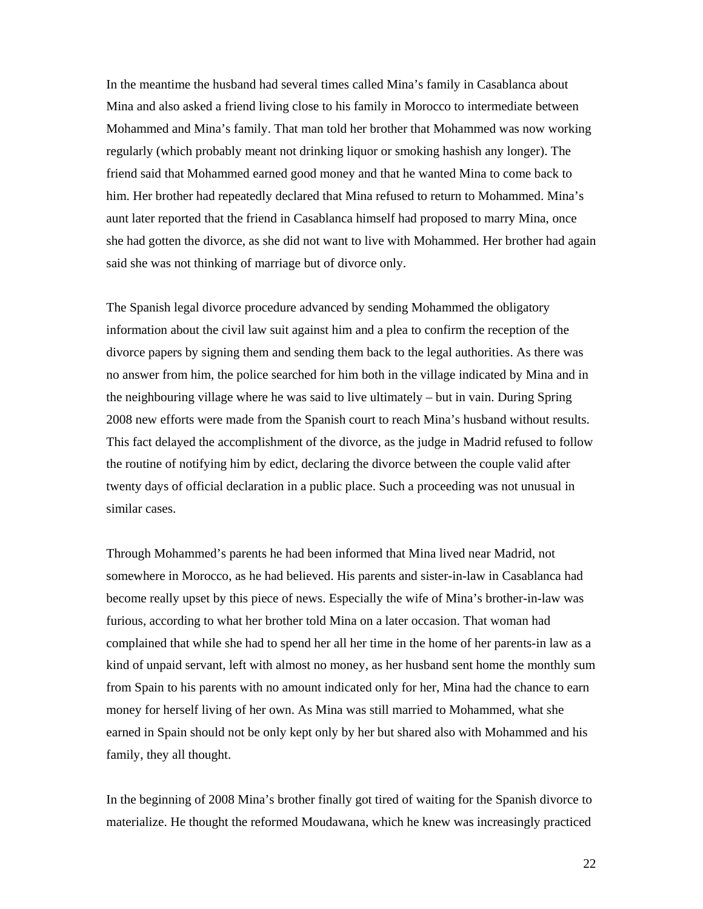In the meantime the husband had several times called Mina's family in Casablanca about Mina and also asked a friend living close to his family in Morocco to intermediate between Mohammed and Mina's family. That man told her brother that Mohammed was now working regularly (which probably meant not drinking liquor or smoking hashish any longer). The friend said that Mohammed earned good money and that he wanted Mina to come back to him. Her brother had repeatedly declared that Mina refused to return to Mohammed. Mina's aunt later reported that the friend in Casablanca himself had proposed to marry Mina, once she had gotten the divorce, as she did not want to live with Mohammed. Her brother had again said she was not thinking of marriage but of divorce only.

The Spanish legal divorce procedure advanced by sending Mohammed the obligatory information about the civil law suit against him and a plea to confirm the reception of the divorce papers by signing them and sending them back to the legal authorities. As there was no answer from him, the police searched for him both in the village indicated by Mina and in the neighbouring village where he was said to live ultimately – but in vain. During Spring 2008 new efforts were made from the Spanish court to reach Mina's husband without results. This fact delayed the accomplishment of the divorce, as the judge in Madrid refused to follow the routine of notifying him by edict, declaring the divorce between the couple valid after twenty days of official declaration in a public place. Such a proceeding was not unusual in similar cases.

Through Mohammed's parents he had been informed that Mina lived near Madrid, not somewhere in Morocco, as he had believed. His parents and sister-in-law in Casablanca had become really upset by this piece of news. Especially the wife of Mina's brother-in-law was furious, according to what her brother told Mina on a later occasion. That woman had complained that while she had to spend her all her time in the home of her parents-in law as a kind of unpaid servant, left with almost no money, as her husband sent home the monthly sum from Spain to his parents with no amount indicated only for her, Mina had the chance to earn money for herself living of her own. As Mina was still married to Mohammed, what she earned in Spain should not be only kept only by her but shared also with Mohammed and his family, they all thought.

In the beginning of 2008 Mina's brother finally got tired of waiting for the Spanish divorce to materialize. He thought the reformed Moudawana, which he knew was increasingly practiced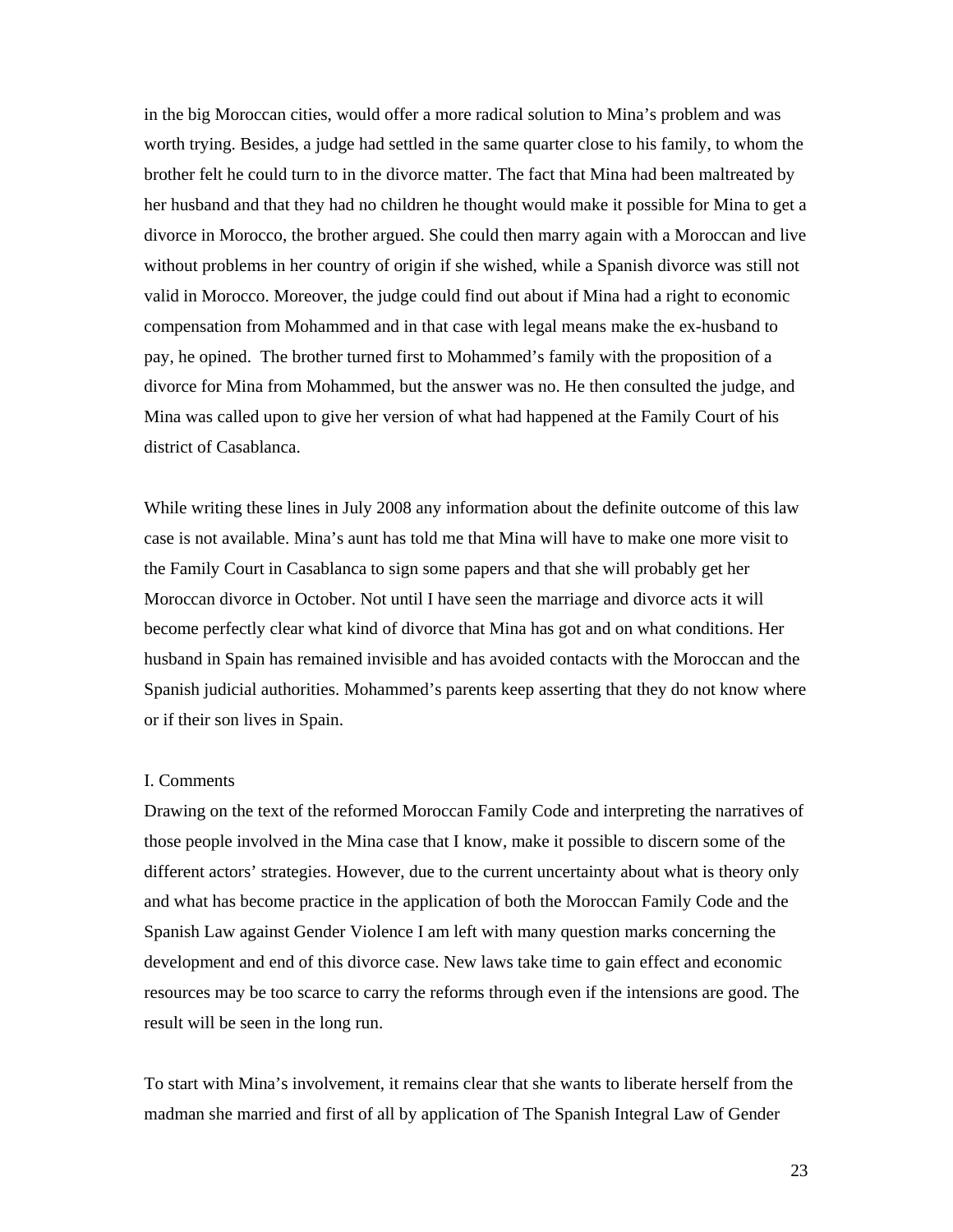in the big Moroccan cities, would offer a more radical solution to Mina's problem and was worth trying. Besides, a judge had settled in the same quarter close to his family, to whom the brother felt he could turn to in the divorce matter. The fact that Mina had been maltreated by her husband and that they had no children he thought would make it possible for Mina to get a divorce in Morocco, the brother argued. She could then marry again with a Moroccan and live without problems in her country of origin if she wished, while a Spanish divorce was still not valid in Morocco. Moreover, the judge could find out about if Mina had a right to economic compensation from Mohammed and in that case with legal means make the ex-husband to pay, he opined. The brother turned first to Mohammed's family with the proposition of a divorce for Mina from Mohammed, but the answer was no. He then consulted the judge, and Mina was called upon to give her version of what had happened at the Family Court of his district of Casablanca.

While writing these lines in July 2008 any information about the definite outcome of this law case is not available. Mina's aunt has told me that Mina will have to make one more visit to the Family Court in Casablanca to sign some papers and that she will probably get her Moroccan divorce in October. Not until I have seen the marriage and divorce acts it will become perfectly clear what kind of divorce that Mina has got and on what conditions. Her husband in Spain has remained invisible and has avoided contacts with the Moroccan and the Spanish judicial authorities. Mohammed's parents keep asserting that they do not know where or if their son lives in Spain.

I. Comments

Drawing on the text of the reformed Moroccan Family Code and interpreting the narratives of those people involved in the Mina case that I know, make it possible to discern some of the different actors' strategies. However, due to the current uncertainty about what is theory only and what has become practice in the application of both the Moroccan Family Code and the Spanish Law against Gender Violence I am left with many question marks concerning the development and end of this divorce case. New laws take time to gain effect and economic resources may be too scarce to carry the reforms through even if the intensions are good. The result will be seen in the long run.

To start with Mina's involvement, it remains clear that she wants to liberate herself from the madman she married and first of all by application of The Spanish Integral Law of Gender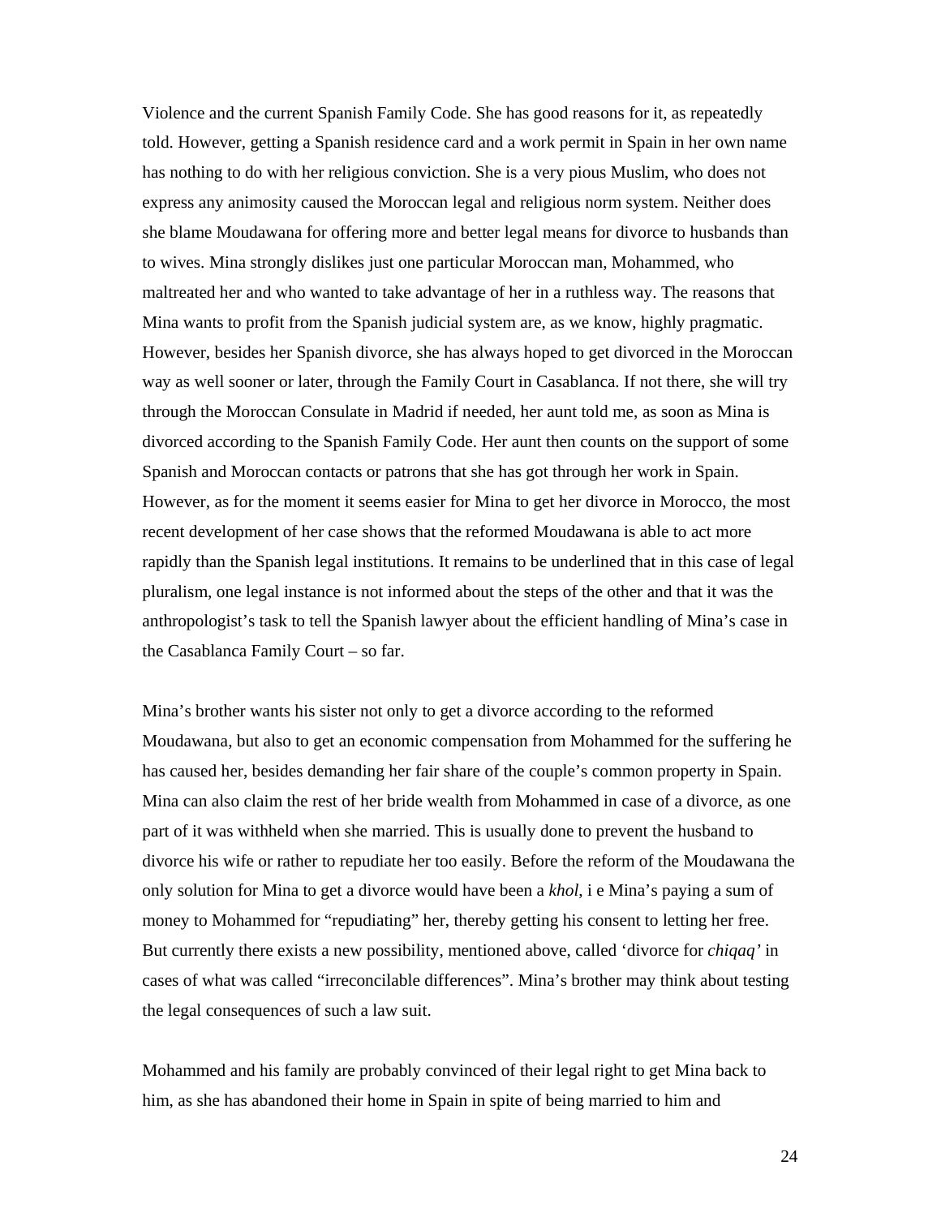Violence and the current Spanish Family Code. She has good reasons for it, as repeatedly told. However, getting a Spanish residence card and a work permit in Spain in her own name has nothing to do with her religious conviction. She is a very pious Muslim, who does not express any animosity caused the Moroccan legal and religious norm system. Neither does she blame Moudawana for offering more and better legal means for divorce to husbands than to wives. Mina strongly dislikes just one particular Moroccan man, Mohammed, who maltreated her and who wanted to take advantage of her in a ruthless way. The reasons that Mina wants to profit from the Spanish judicial system are, as we know, highly pragmatic. However, besides her Spanish divorce, she has always hoped to get divorced in the Moroccan way as well sooner or later, through the Family Court in Casablanca. If not there, she will try through the Moroccan Consulate in Madrid if needed, her aunt told me, as soon as Mina is divorced according to the Spanish Family Code. Her aunt then counts on the support of some Spanish and Moroccan contacts or patrons that she has got through her work in Spain. However, as for the moment it seems easier for Mina to get her divorce in Morocco, the most recent development of her case shows that the reformed Moudawana is able to act more rapidly than the Spanish legal institutions. It remains to be underlined that in this case of legal pluralism, one legal instance is not informed about the steps of the other and that it was the anthropologist's task to tell the Spanish lawyer about the efficient handling of Mina's case in the Casablanca Family Court – so far.

Mina's brother wants his sister not only to get a divorce according to the reformed Moudawana, but also to get an economic compensation from Mohammed for the suffering he has caused her, besides demanding her fair share of the couple's common property in Spain. Mina can also claim the rest of her bride wealth from Mohammed in case of a divorce, as one part of it was withheld when she married. This is usually done to prevent the husband to divorce his wife or rather to repudiate her too easily. Before the reform of the Moudawana the only solution for Mina to get a divorce would have been a *khol*, i e Mina's paying a sum of money to Mohammed for "repudiating" her, thereby getting his consent to letting her free. But currently there exists a new possibility, mentioned above, called 'divorce for *chiqaq'* in cases of what was called "irreconcilable differences". Mina's brother may think about testing the legal consequences of such a law suit.

Mohammed and his family are probably convinced of their legal right to get Mina back to him, as she has abandoned their home in Spain in spite of being married to him and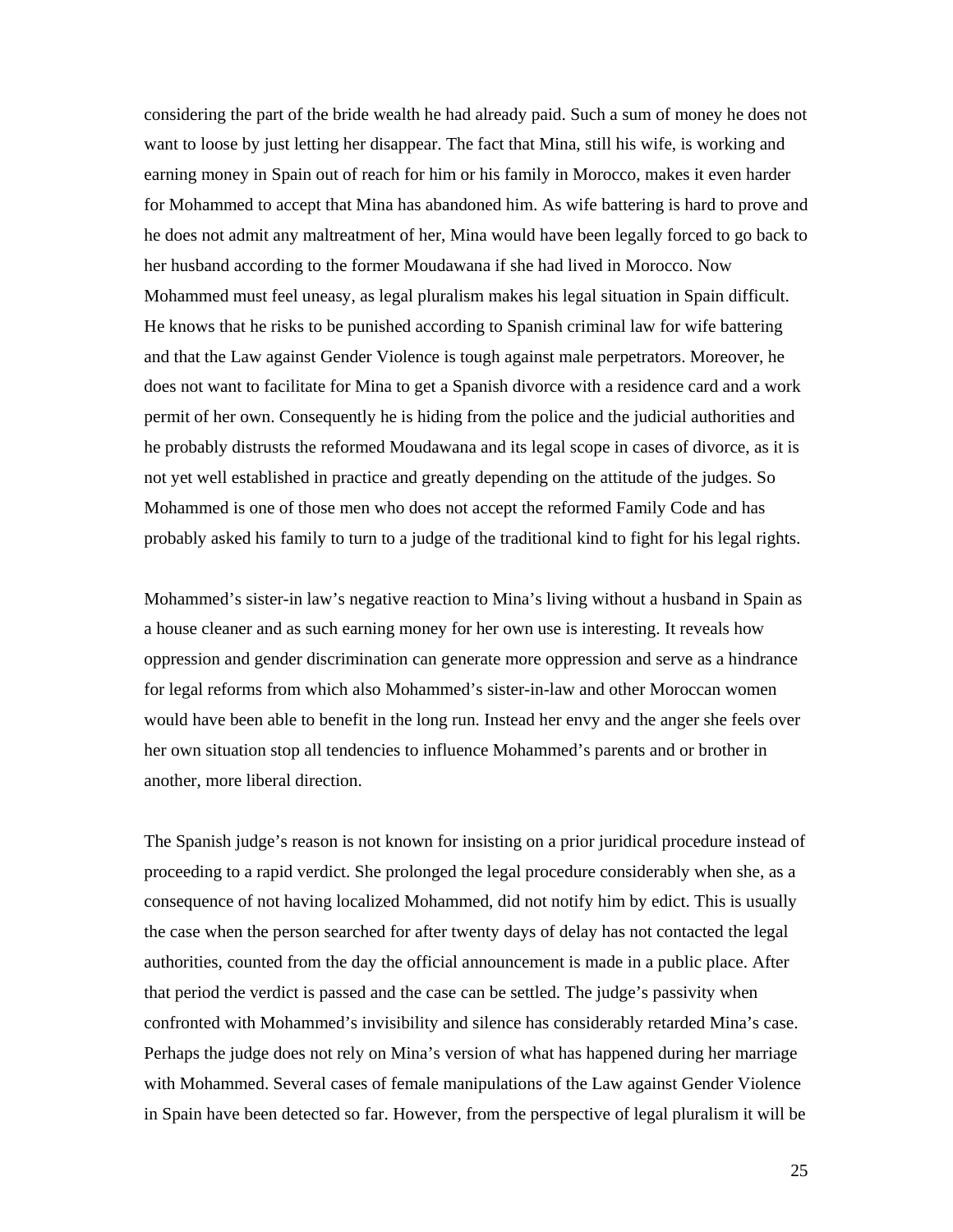considering the part of the bride wealth he had already paid. Such a sum of money he does not want to loose by just letting her disappear. The fact that Mina, still his wife, is working and earning money in Spain out of reach for him or his family in Morocco, makes it even harder for Mohammed to accept that Mina has abandoned him. As wife battering is hard to prove and he does not admit any maltreatment of her, Mina would have been legally forced to go back to her husband according to the former Moudawana if she had lived in Morocco. Now Mohammed must feel uneasy, as legal pluralism makes his legal situation in Spain difficult. He knows that he risks to be punished according to Spanish criminal law for wife battering and that the Law against Gender Violence is tough against male perpetrators. Moreover, he does not want to facilitate for Mina to get a Spanish divorce with a residence card and a work permit of her own. Consequently he is hiding from the police and the judicial authorities and he probably distrusts the reformed Moudawana and its legal scope in cases of divorce, as it is not yet well established in practice and greatly depending on the attitude of the judges. So Mohammed is one of those men who does not accept the reformed Family Code and has probably asked his family to turn to a judge of the traditional kind to fight for his legal rights.

Mohammed's sister-in law's negative reaction to Mina's living without a husband in Spain as a house cleaner and as such earning money for her own use is interesting. It reveals how oppression and gender discrimination can generate more oppression and serve as a hindrance for legal reforms from which also Mohammed's sister-in-law and other Moroccan women would have been able to benefit in the long run. Instead her envy and the anger she feels over her own situation stop all tendencies to influence Mohammed's parents and or brother in another, more liberal direction.

The Spanish judge's reason is not known for insisting on a prior juridical procedure instead of proceeding to a rapid verdict. She prolonged the legal procedure considerably when she, as a consequence of not having localized Mohammed, did not notify him by edict. This is usually the case when the person searched for after twenty days of delay has not contacted the legal authorities, counted from the day the official announcement is made in a public place. After that period the verdict is passed and the case can be settled. The judge's passivity when confronted with Mohammed's invisibility and silence has considerably retarded Mina's case. Perhaps the judge does not rely on Mina's version of what has happened during her marriage with Mohammed. Several cases of female manipulations of the Law against Gender Violence in Spain have been detected so far. However, from the perspective of legal pluralism it will be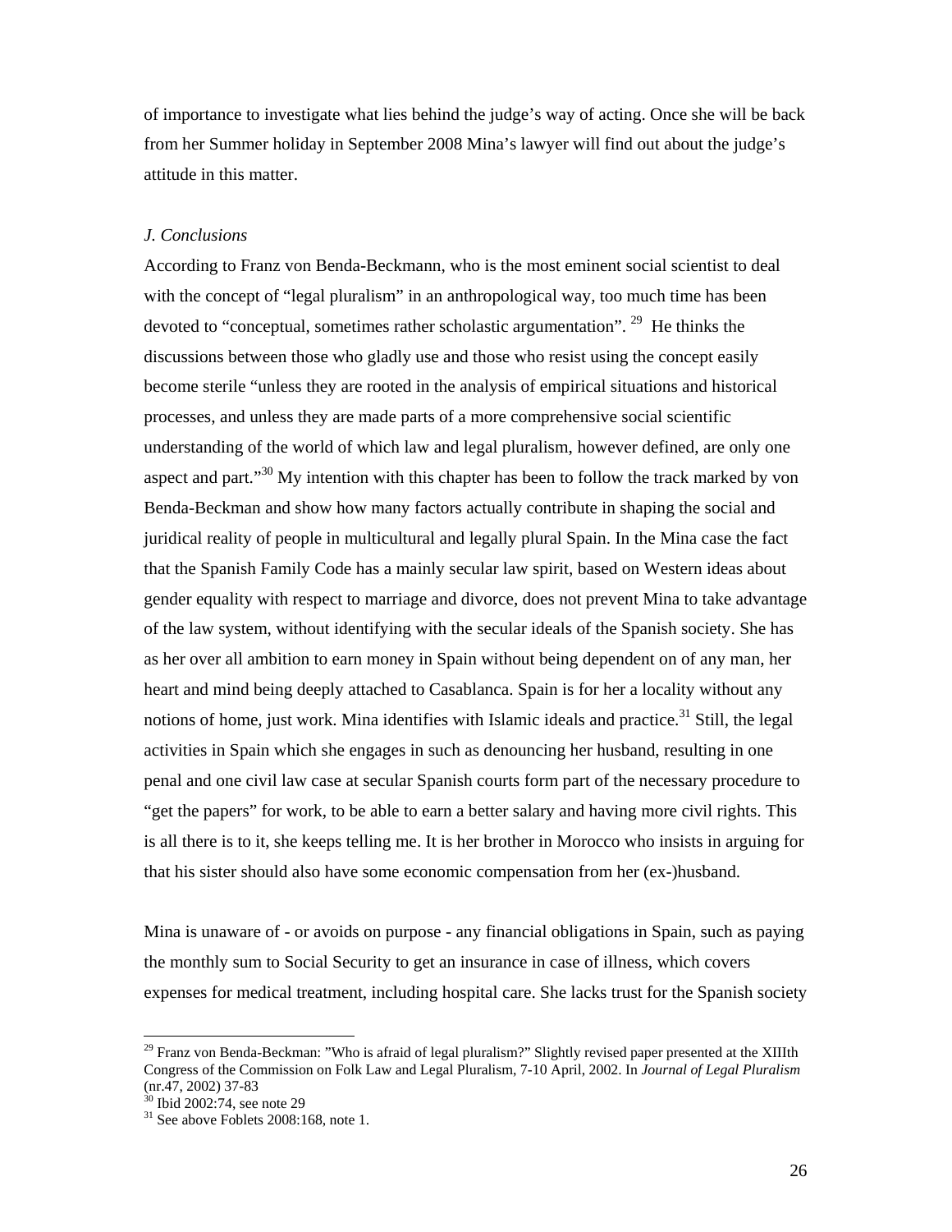of importance to investigate what lies behind the judge's way of acting. Once she will be back from her Summer holiday in September 2008 Mina's lawyer will find out about the judge's attitude in this matter.

### *J. Conclusions*

According to Franz von Benda-Beckmann, who is the most eminent social scientist to deal with the concept of "legal pluralism" in an anthropological way, too much time has been devoted to "conceptual, sometimes rather scholastic argumentation". [29] He thinks the discussions between those who gladly use and those who resist using the concept easily become sterile "unless they are rooted in the analysis of empirical situations and historical processes, and unless they are made parts of a more comprehensive social scientific understanding of the world of which law and legal pluralism, however defined, are only one aspect and part."[30] My intention with this chapter has been to follow the track marked by von Benda-Beckman and show how many factors actually contribute in shaping the social and juridical reality of people in multicultural and legally plural Spain. In the Mina case the fact that the Spanish Family Code has a mainly secular law spirit, based on Western ideas about gender equality with respect to marriage and divorce, does not prevent Mina to take advantage of the law system, without identifying with the secular ideals of the Spanish society. She has as her over all ambition to earn money in Spain without being dependent on of any man, her heart and mind being deeply attached to Casablanca. Spain is for her a locality without any notions of home, just work. Mina identifies with Islamic ideals and practice.[31] Still, the legal activities in Spain which she engages in such as denouncing her husband, resulting in one penal and one civil law case at secular Spanish courts form part of the necessary procedure to "get the papers" for work, to be able to earn a better salary and having more civil rights. This is all there is to it, she keeps telling me. It is her brother in Morocco who insists in arguing for that his sister should also have some economic compensation from her (ex-)husband.

Mina is unaware of - or avoids on purpose - any financial obligations in Spain, such as paying the monthly sum to Social Security to get an insurance in case of illness, which covers expenses for medical treatment, including hospital care. She lacks trust for the Spanish society

---

[29] Franz von Benda-Beckman: "Who is afraid of legal pluralism?" Slightly revised paper presented at the XIIIth Congress of the Commission on Folk Law and Legal Pluralism, 7-10 April, 2002. In *Journal of Legal Pluralism* (nr.47, 2002) 37-83

[30] Ibid 2002:74, see note 29

[31] See above Foblets 2008:168, note 1.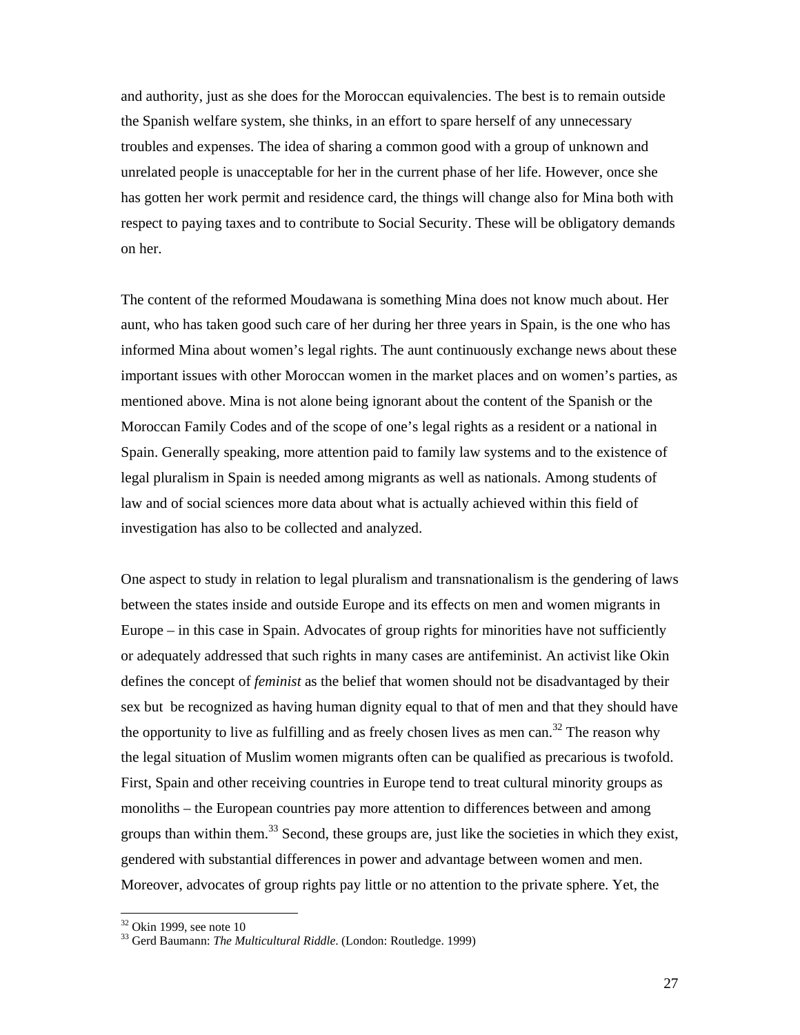and authority, just as she does for the Moroccan equivalencies. The best is to remain outside the Spanish welfare system, she thinks, in an effort to spare herself of any unnecessary troubles and expenses. The idea of sharing a common good with a group of unknown and unrelated people is unacceptable for her in the current phase of her life. However, once she has gotten her work permit and residence card, the things will change also for Mina both with respect to paying taxes and to contribute to Social Security. These will be obligatory demands on her.

The content of the reformed Moudawana is something Mina does not know much about. Her aunt, who has taken good such care of her during her three years in Spain, is the one who has informed Mina about women's legal rights. The aunt continuously exchange news about these important issues with other Moroccan women in the market places and on women's parties, as mentioned above. Mina is not alone being ignorant about the content of the Spanish or the Moroccan Family Codes and of the scope of one's legal rights as a resident or a national in Spain. Generally speaking, more attention paid to family law systems and to the existence of legal pluralism in Spain is needed among migrants as well as nationals. Among students of law and of social sciences more data about what is actually achieved within this field of investigation has also to be collected and analyzed.

One aspect to study in relation to legal pluralism and transnationalism is the gendering of laws between the states inside and outside Europe and its effects on men and women migrants in Europe – in this case in Spain. Advocates of group rights for minorities have not sufficiently or adequately addressed that such rights in many cases are antifeminist. An activist like Okin defines the concept of *feminist* as the belief that women should not be disadvantaged by their sex but be recognized as having human dignity equal to that of men and that they should have the opportunity to live as fulfilling and as freely chosen lives as men can.[32] The reason why the legal situation of Muslim women migrants often can be qualified as precarious is twofold. First, Spain and other receiving countries in Europe tend to treat cultural minority groups as monoliths – the European countries pay more attention to differences between and among groups than within them.[33] Second, these groups are, just like the societies in which they exist, gendered with substantial differences in power and advantage between women and men. Moreover, advocates of group rights pay little or no attention to the private sphere. Yet, the

---

[32] Okin 1999, see note 10

[33] Gerd Baumann: *The Multicultural Riddle*. (London: Routledge. 1999)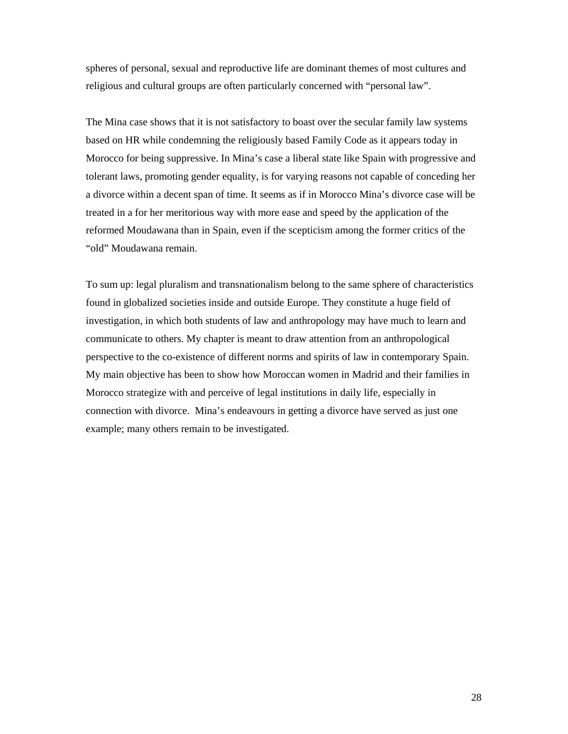spheres of personal, sexual and reproductive life are dominant themes of most cultures and religious and cultural groups are often particularly concerned with “personal law”.

The Mina case shows that it is not satisfactory to boast over the secular family law systems based on HR while condemning the religiously based Family Code as it appears today in Morocco for being suppressive. In Mina’s case a liberal state like Spain with progressive and tolerant laws, promoting gender equality, is for varying reasons not capable of conceding her a divorce within a decent span of time. It seems as if in Morocco Mina’s divorce case will be treated in a for her meritorious way with more ease and speed by the application of the reformed Moudawana than in Spain, even if the scepticism among the former critics of the “old” Moudawana remain.

To sum up: legal pluralism and transnationalism belong to the same sphere of characteristics found in globalized societies inside and outside Europe. They constitute a huge field of investigation, in which both students of law and anthropology may have much to learn and communicate to others. My chapter is meant to draw attention from an anthropological perspective to the co-existence of different norms and spirits of law in contemporary Spain. My main objective has been to show how Moroccan women in Madrid and their families in Morocco strategize with and perceive of legal institutions in daily life, especially in connection with divorce. Mina’s endeavours in getting a divorce have served as just one example; many others remain to be investigated.